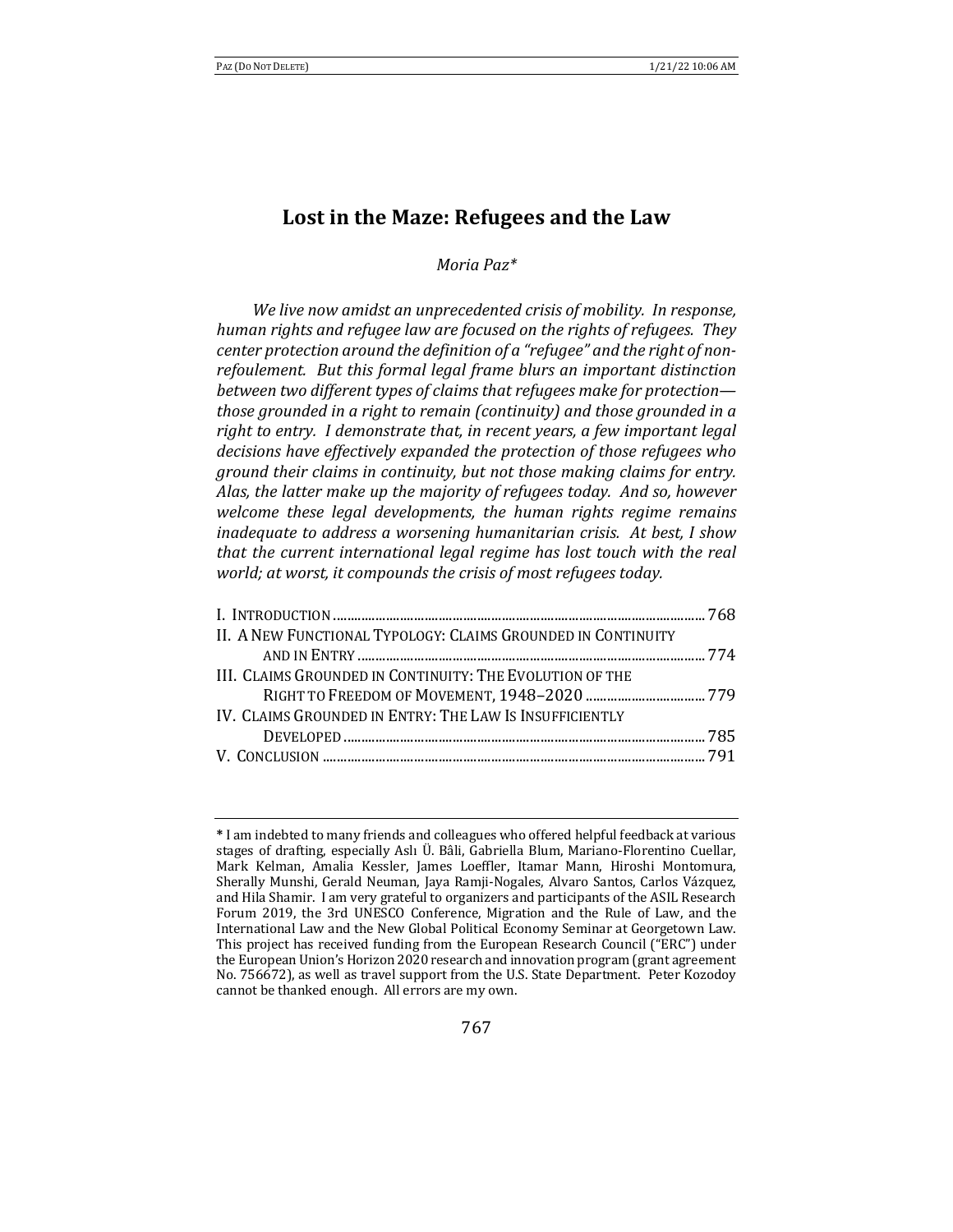# Lost in the Maze: Refugees and the Law

*Moria Paz\**

*We live now amidst an unprecedented crisis of mobility. In response, human rights and refugee law are focused on the rights of refugees. They center protection around the definition of a "refugee" and the right of non-refoulement. But this formal legal frame blurs an important distinction between two different types of claims that refugees make for protection—those grounded in a right to remain (continuity) and those grounded in a right to entry. I demonstrate that, in recent years, a few important legal decisions have effectively expanded the protection of those refugees who ground their claims in continuity, but not those making claims for entry. Alas, the latter make up the majority of refugees today. And so, however welcome these legal developments, the human rights regime remains inadequate to address a worsening humanitarian crisis. At best, I show that the current international legal regime has lost touch with the real world; at worst, it compounds the crisis of most refugees today.*

I. Introduction ........................................................................................................ 768
II. A New Functional Typology: Claims Grounded in Continuity and in Entry ................................................................................................ 774
III. Claims Grounded in Continuity: The Evolution of the Right to Freedom of Movement, 1948–2020 ................................... 779
IV. Claims Grounded in Entry: The Law Is Insufficiently Developed ....................................................................................................... 785
V. Conclusion ........................................................................................................... 791

---

\* I am indebted to many friends and colleagues who offered helpful feedback at various stages of drafting, especially Aslı Ü. Bâli, Gabriella Blum, Mariano-Florentino Cuellar, Mark Kelman, Amalia Kessler, James Loeffler, Itamar Mann, Hiroshi Montomura, Sherally Munshi, Gerald Neuman, Jaya Ramji-Nogales, Alvaro Santos, Carlos Vázquez, and Hila Shamir. I am very grateful to organizers and participants of the ASIL Research Forum 2019, the 3rd UNESCO Conference, Migration and the Rule of Law, and the International Law and the New Global Political Economy Seminar at Georgetown Law. This project has received funding from the European Research Council ("ERC") under the European Union's Horizon 2020 research and innovation program (grant agreement No. 756672), as well as travel support from the U.S. State Department. Peter Kozodoy cannot be thanked enough. All errors are my own.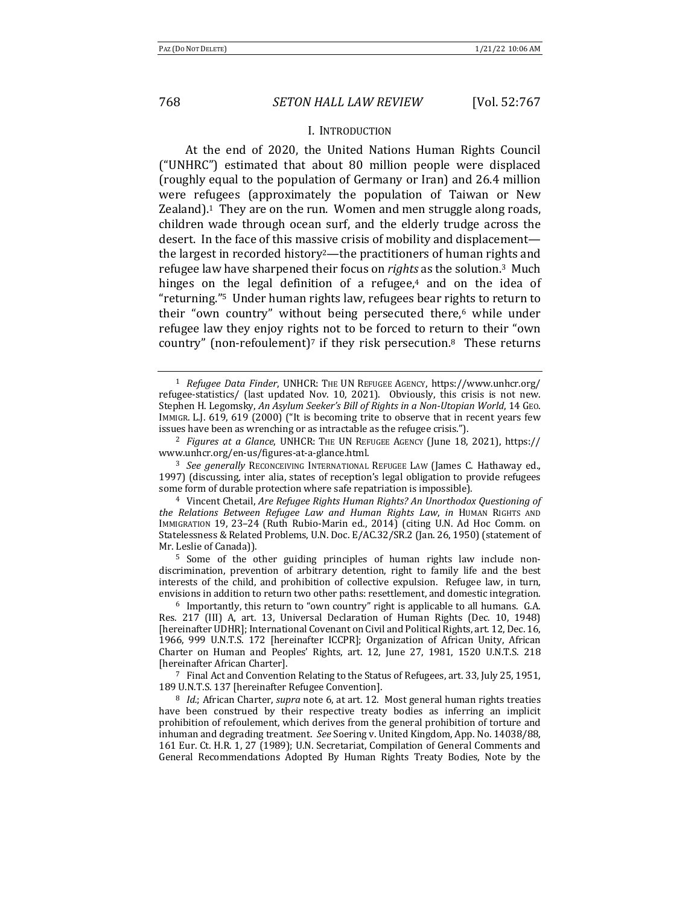## I. INTRODUCTION

At the end of 2020, the United Nations Human Rights Council ("UNHRC") estimated that about 80 million people were displaced (roughly equal to the population of Germany or Iran) and 26.4 million were refugees (approximately the population of Taiwan or New Zealand).[1] They are on the run. Women and men struggle along roads, children wade through ocean surf, and the elderly trudge across the desert. In the face of this massive crisis of mobility and displacement—the largest in recorded history[2]—the practitioners of human rights and refugee law have sharpened their focus on *rights* as the solution.[3] Much hinges on the legal definition of a refugee,[4] and on the idea of "returning."[5] Under human rights law, refugees bear rights to return to their "own country" without being persecuted there,[6] while under refugee law they enjoy rights not to be forced to return to their "own country" (non-refoulement)[7] if they risk persecution.[8] These returns

---

[1] *Refugee Data Finder*, UNHCR: THE UN REFUGEE AGENCY, https://www.unhcr.org/refugee-statistics/ (last updated Nov. 10, 2021). Obviously, this crisis is not new. Stephen H. Legomsky, *An Asylum Seeker's Bill of Rights in a Non-Utopian World*, 14 GEO. IMMIGR. L.J. 619, 619 (2000) ("It is becoming trite to observe that in recent years few issues have been as wrenching or as intractable as the refugee crisis.").

[2] *Figures at a Glance*, UNHCR: THE UN REFUGEE AGENCY (June 18, 2021), https://www.unhcr.org/en-us/figures-at-a-glance.html.

[3] *See generally* RECONCEIVING INTERNATIONAL REFUGEE LAW (James C. Hathaway ed., 1997) (discussing, inter alia, states of reception's legal obligation to provide refugees some form of durable protection where safe repatriation is impossible).

[4] Vincent Chetail, *Are Refugee Rights Human Rights? An Unorthodox Questioning of the Relations Between Refugee Law and Human Rights Law*, *in* HUMAN RIGHTS AND IMMIGRATION 19, 23–24 (Ruth Rubio-Marin ed., 2014) (citing U.N. Ad Hoc Comm. on Statelessness & Related Problems, U.N. Doc. E/AC.32/SR.2 (Jan. 26, 1950) (statement of Mr. Leslie of Canada)).

[5] Some of the other guiding principles of human rights law include non-discrimination, prevention of arbitrary detention, right to family life and the best interests of the child, and prohibition of collective expulsion. Refugee law, in turn, envisions in addition to return two other paths: resettlement, and domestic integration.

[6] Importantly, this return to "own country" right is applicable to all humans. G.A. Res. 217 (III) A, art. 13, Universal Declaration of Human Rights (Dec. 10, 1948) [hereinafter UDHR]; International Covenant on Civil and Political Rights, art. 12, Dec. 16, 1966, 999 U.N.T.S. 172 [hereinafter ICCPR]; Organization of African Unity, African Charter on Human and Peoples' Rights, art. 12, June 27, 1981, 1520 U.N.T.S. 218 [hereinafter African Charter].

[7] Final Act and Convention Relating to the Status of Refugees, art. 33, July 25, 1951, 189 U.N.T.S. 137 [hereinafter Refugee Convention].

[8] *Id.*; African Charter, *supra* note 6, at art. 12. Most general human rights treaties have been construed by their respective treaty bodies as inferring an implicit prohibition of refoulement, which derives from the general prohibition of torture and inhuman and degrading treatment. *See* Soering v. United Kingdom, App. No. 14038/88, 161 Eur. Ct. H.R. 1, 27 (1989); U.N. Secretariat, Compilation of General Comments and General Recommendations Adopted By Human Rights Treaty Bodies, Note by the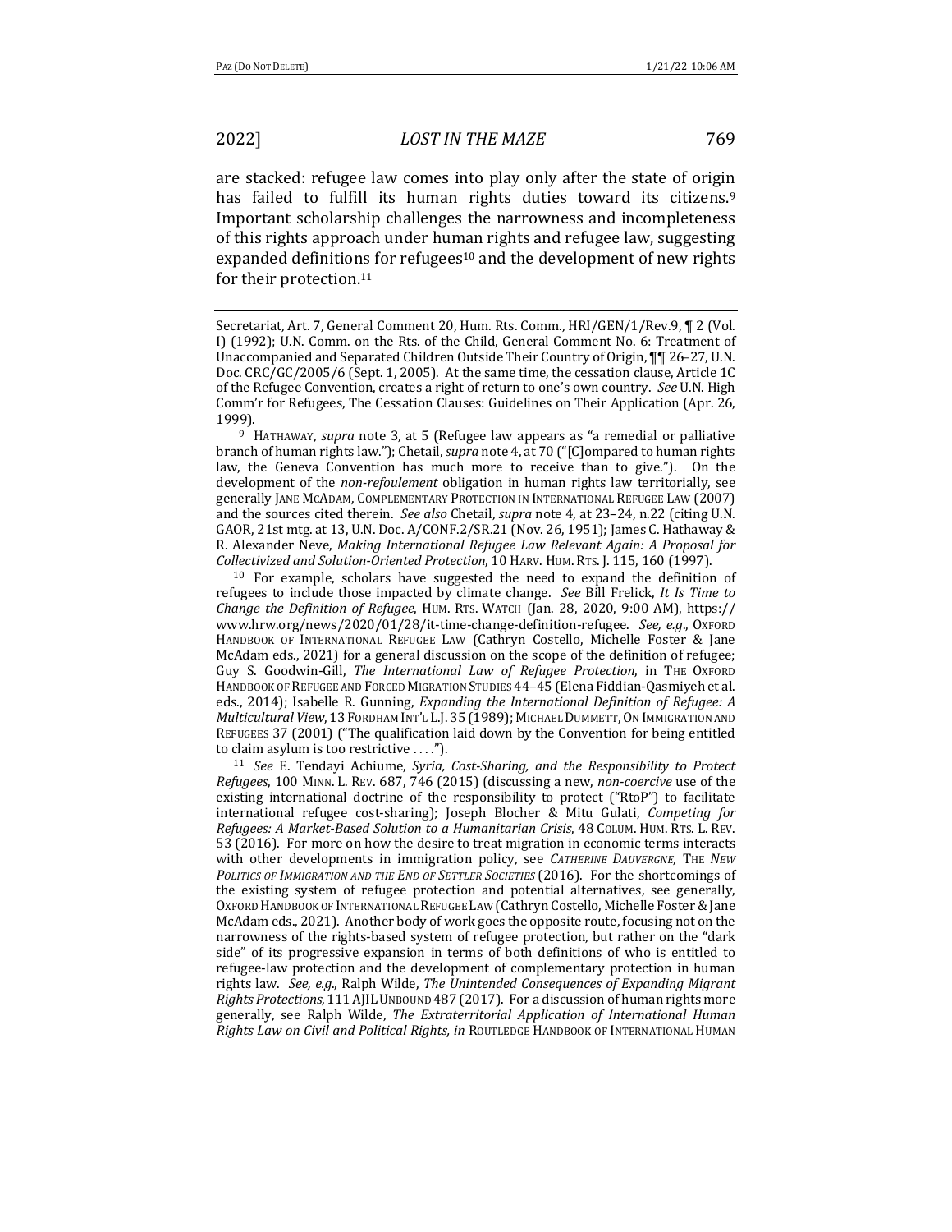are stacked: refugee law comes into play only after the state of origin has failed to fulfill its human rights duties toward its citizens.[9] Important scholarship challenges the narrowness and incompleteness of this rights approach under human rights and refugee law, suggesting expanded definitions for refugees[10] and the development of new rights for their protection.[11]

---

Secretariat, Art. 7, General Comment 20, Hum. Rts. Comm., HRI/GEN/1/Rev.9, ¶ 2 (Vol. I) (1992); U.N. Comm. on the Rts. of the Child, General Comment No. 6: Treatment of Unaccompanied and Separated Children Outside Their Country of Origin, ¶¶ 26–27, U.N. Doc. CRC/GC/2005/6 (Sept. 1, 2005). At the same time, the cessation clause, Article 1C of the Refugee Convention, creates a right of return to one's own country. *See* U.N. High Comm'r for Refugees, The Cessation Clauses: Guidelines on Their Application (Apr. 26, 1999).

[9] HATHAWAY, *supra* note 3, at 5 (Refugee law appears as "a remedial or palliative branch of human rights law."); Chetail, *supra* note 4, at 70 ("[C]ompared to human rights law, the Geneva Convention has much more to receive than to give."). On the development of the *non-refoulement* obligation in human rights law territorially, see generally JANE MCADAM, COMPLEMENTARY PROTECTION IN INTERNATIONAL REFUGEE LAW (2007) and the sources cited therein. *See also* Chetail, *supra* note 4, at 23–24, n.22 (citing U.N. GAOR, 21st mtg. at 13, U.N. Doc. A/CONF.2/SR.21 (Nov. 26, 1951); James C. Hathaway & R. Alexander Neve, *Making International Refugee Law Relevant Again: A Proposal for Collectivized and Solution-Oriented Protection*, 10 HARV. HUM. RTS. J. 115, 160 (1997).

[10] For example, scholars have suggested the need to expand the definition of refugees to include those impacted by climate change. *See* Bill Frelick, *It Is Time to Change the Definition of Refugee*, HUM. RTS. WATCH (Jan. 28, 2020, 9:00 AM), https://www.hrw.org/news/2020/01/28/it-time-change-definition-refugee. *See, e.g.*, OXFORD HANDBOOK OF INTERNATIONAL REFUGEE LAW (Cathryn Costello, Michelle Foster & Jane McAdam eds., 2021) for a general discussion on the scope of the definition of refugee; Guy S. Goodwin-Gill, *The International Law of Refugee Protection*, in THE OXFORD HANDBOOK OF REFUGEE AND FORCED MIGRATION STUDIES 44–45 (Elena Fiddian-Qasmiyeh et al. eds., 2014); Isabelle R. Gunning, *Expanding the International Definition of Refugee: A Multicultural View*, 13 FORDHAM INT'L L.J. 35 (1989); MICHAEL DUMMETT, ON IMMIGRATION AND REFUGEES 37 (2001) ("The qualification laid down by the Convention for being entitled to claim asylum is too restrictive . . . .").

[11] *See* E. Tendayi Achiume, *Syria, Cost-Sharing, and the Responsibility to Protect Refugees*, 100 MINN. L. REV. 687, 746 (2015) (discussing a new, *non-coercive* use of the existing international doctrine of the responsibility to protect ("RtoP") to facilitate international refugee cost-sharing); Joseph Blocher & Mitu Gulati, *Competing for Refugees: A Market-Based Solution to a Humanitarian Crisis*, 48 COLUM. HUM. RTS. L. REV. 53 (2016). For more on how the desire to treat migration in economic terms interacts with other developments in immigration policy, see *CATHERINE DAUVERGNE*, THE *NEW POLITICS OF IMMIGRATION AND THE END OF SETTLER SOCIETIES* (2016). For the shortcomings of the existing system of refugee protection and potential alternatives, see generally, OXFORD HANDBOOK OF INTERNATIONAL REFUGEE LAW (Cathryn Costello, Michelle Foster & Jane McAdam eds., 2021). Another body of work goes the opposite route, focusing not on the narrowness of the rights-based system of refugee protection, but rather on the "dark side" of its progressive expansion in terms of both definitions of who is entitled to refugee-law protection and the development of complementary protection in human rights law. *See, e.g.*, Ralph Wilde, *The Unintended Consequences of Expanding Migrant Rights Protections*, 111 AJIL UNBOUND 487 (2017). For a discussion of human rights more generally, see Ralph Wilde, *The Extraterritorial Application of International Human Rights Law on Civil and Political Rights, in* ROUTLEDGE HANDBOOK OF INTERNATIONAL HUMAN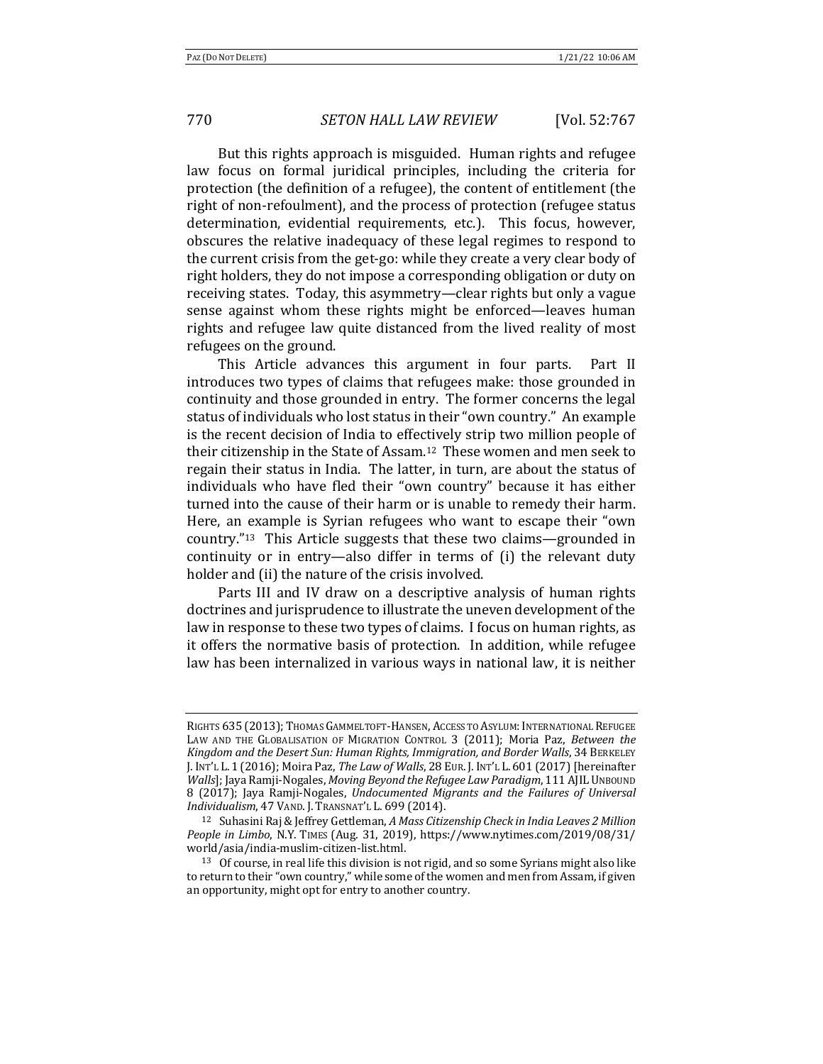But this rights approach is misguided. Human rights and refugee law focus on formal juridical principles, including the criteria for protection (the definition of a refugee), the content of entitlement (the right of non-refoulment), and the process of protection (refugee status determination, evidential requirements, etc.). This focus, however, obscures the relative inadequacy of these legal regimes to respond to the current crisis from the get-go: while they create a very clear body of right holders, they do not impose a corresponding obligation or duty on receiving states. Today, this asymmetry—clear rights but only a vague sense against whom these rights might be enforced—leaves human rights and refugee law quite distanced from the lived reality of most refugees on the ground.

This Article advances this argument in four parts. Part II introduces two types of claims that refugees make: those grounded in continuity and those grounded in entry. The former concerns the legal status of individuals who lost status in their "own country." An example is the recent decision of India to effectively strip two million people of their citizenship in the State of Assam.[12] These women and men seek to regain their status in India. The latter, in turn, are about the status of individuals who have fled their "own country" because it has either turned into the cause of their harm or is unable to remedy their harm. Here, an example is Syrian refugees who want to escape their "own country."[13] This Article suggests that these two claims—grounded in continuity or in entry—also differ in terms of (i) the relevant duty holder and (ii) the nature of the crisis involved.

Parts III and IV draw on a descriptive analysis of human rights doctrines and jurisprudence to illustrate the uneven development of the law in response to these two types of claims. I focus on human rights, as it offers the normative basis of protection. In addition, while refugee law has been internalized in various ways in national law, it is neither

---

RIGHTS 635 (2013); THOMAS GAMMELTOFT-HANSEN, ACCESS TO ASYLUM: INTERNATIONAL REFUGEE LAW AND THE GLOBALISATION OF MIGRATION CONTROL 3 (2011); Moria Paz, *Between the Kingdom and the Desert Sun: Human Rights, Immigration, and Border Walls*, 34 BERKELEY J. INT'L L. 1 (2016); Moira Paz, *The Law of Walls*, 28 EUR. J. INT'L L. 601 (2017) [hereinafter *Walls*]; Jaya Ramji-Nogales, *Moving Beyond the Refugee Law Paradigm*, 111 AJIL UNBOUND 8 (2017); Jaya Ramji-Nogales, *Undocumented Migrants and the Failures of Universal Individualism*, 47 VAND. J. TRANSNAT'L L. 699 (2014).

[12] Suhasini Raj & Jeffrey Gettleman, *A Mass Citizenship Check in India Leaves 2 Million People in Limbo*, N.Y. TIMES (Aug. 31, 2019), https://www.nytimes.com/2019/08/31/world/asia/india-muslim-citizen-list.html.

[13] Of course, in real life this division is not rigid, and so some Syrians might also like to return to their "own country," while some of the women and men from Assam, if given an opportunity, might opt for entry to another country.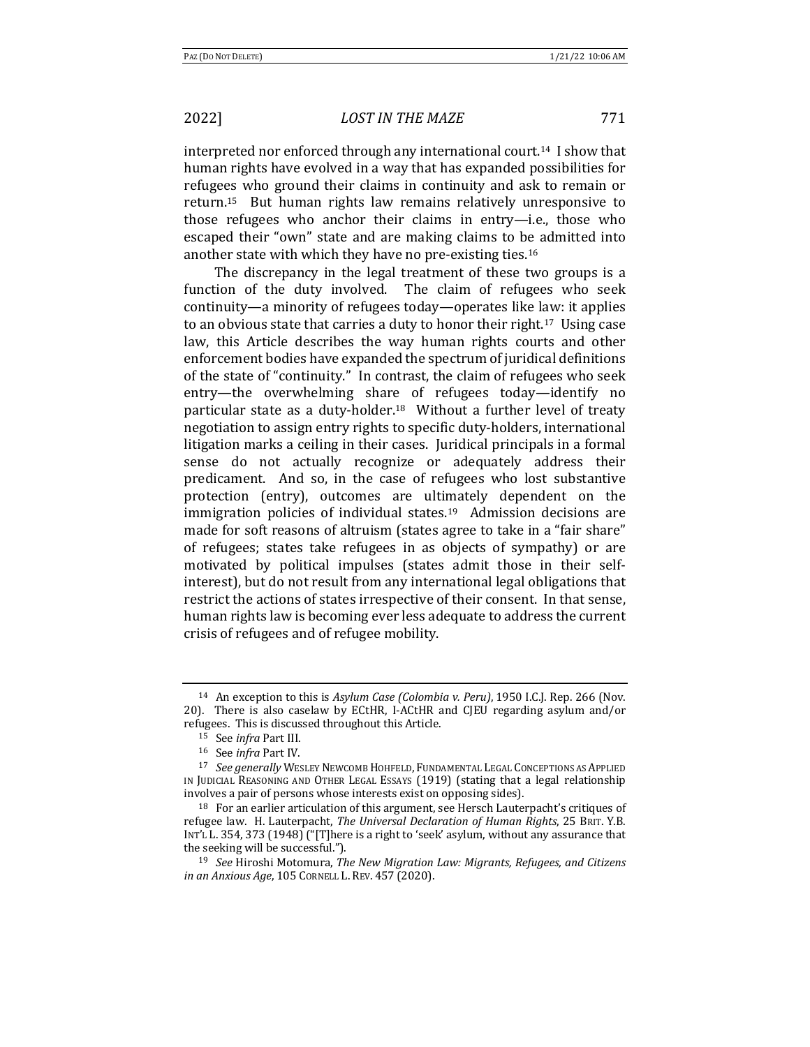interpreted nor enforced through any international court.[14] I show that human rights have evolved in a way that has expanded possibilities for refugees who ground their claims in continuity and ask to remain or return.[15] But human rights law remains relatively unresponsive to those refugees who anchor their claims in entry—i.e., those who escaped their "own" state and are making claims to be admitted into another state with which they have no pre-existing ties.[16]

The discrepancy in the legal treatment of these two groups is a function of the duty involved. The claim of refugees who seek continuity—a minority of refugees today—operates like law: it applies to an obvious state that carries a duty to honor their right.[17] Using case law, this Article describes the way human rights courts and other enforcement bodies have expanded the spectrum of juridical definitions of the state of "continuity." In contrast, the claim of refugees who seek entry—the overwhelming share of refugees today—identify no particular state as a duty-holder.[18] Without a further level of treaty negotiation to assign entry rights to specific duty-holders, international litigation marks a ceiling in their cases. Juridical principals in a formal sense do not actually recognize or adequately address their predicament. And so, in the case of refugees who lost substantive protection (entry), outcomes are ultimately dependent on the immigration policies of individual states.[19] Admission decisions are made for soft reasons of altruism (states agree to take in a "fair share" of refugees; states take refugees in as objects of sympathy) or are motivated by political impulses (states admit those in their self-interest), but do not result from any international legal obligations that restrict the actions of states irrespective of their consent. In that sense, human rights law is becoming ever less adequate to address the current crisis of refugees and of refugee mobility.

---

[14] An exception to this is *Asylum Case (Colombia v. Peru)*, 1950 I.C.J. Rep. 266 (Nov. 20). There is also caselaw by ECtHR, I-ACtHR and CJEU regarding asylum and/or refugees. This is discussed throughout this Article.

[15] See *infra* Part III.

[16] See *infra* Part IV.

[17] *See generally* WESLEY NEWCOMB HOHFELD, FUNDAMENTAL LEGAL CONCEPTIONS AS APPLIED IN JUDICIAL REASONING AND OTHER LEGAL ESSAYS (1919) (stating that a legal relationship involves a pair of persons whose interests exist on opposing sides).

[18] For an earlier articulation of this argument, see Hersch Lauterpacht's critiques of refugee law. H. Lauterpacht, *The Universal Declaration of Human Rights*, 25 BRIT. Y.B. INT'L L. 354, 373 (1948) ("[T]here is a right to 'seek' asylum, without any assurance that the seeking will be successful.").

[19] *See* Hiroshi Motomura, *The New Migration Law: Migrants, Refugees, and Citizens in an Anxious Age*, 105 CORNELL L. REV. 457 (2020).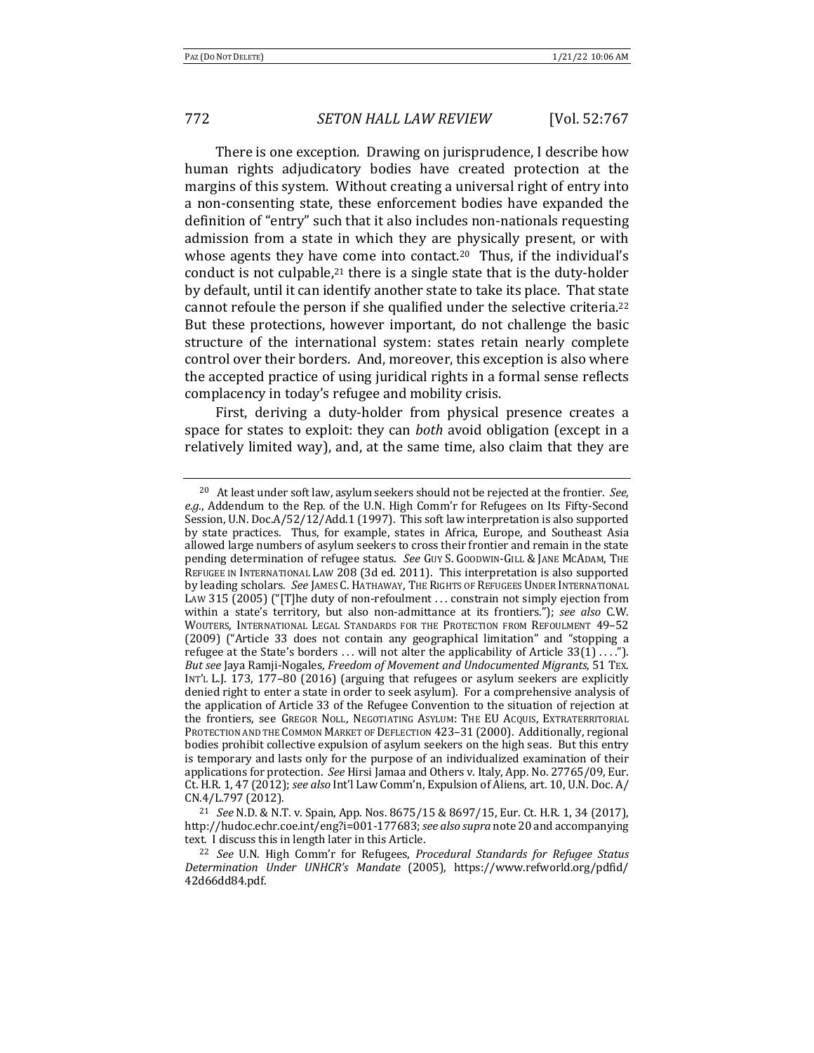There is one exception. Drawing on jurisprudence, I describe how human rights adjudicatory bodies have created protection at the margins of this system. Without creating a universal right of entry into a non-consenting state, these enforcement bodies have expanded the definition of "entry" such that it also includes non-nationals requesting admission from a state in which they are physically present, or with whose agents they have come into contact.[20] Thus, if the individual's conduct is not culpable,[21] there is a single state that is the duty-holder by default, until it can identify another state to take its place. That state cannot refoule the person if she qualified under the selective criteria.[22] But these protections, however important, do not challenge the basic structure of the international system: states retain nearly complete control over their borders. And, moreover, this exception is also where the accepted practice of using juridical rights in a formal sense reflects complacency in today's refugee and mobility crisis.

First, deriving a duty-holder from physical presence creates a space for states to exploit: they can *both* avoid obligation (except in a relatively limited way), and, at the same time, also claim that they are

---

[20] At least under soft law, asylum seekers should not be rejected at the frontier. *See, e.g.*, Addendum to the Rep. of the U.N. High Comm'r for Refugees on Its Fifty-Second Session, U.N. Doc.A/52/12/Add.1 (1997). This soft law interpretation is also supported by state practices. Thus, for example, states in Africa, Europe, and Southeast Asia allowed large numbers of asylum seekers to cross their frontier and remain in the state pending determination of refugee status. *See* Guy S. Goodwin-Gill & Jane McAdam, The Refugee in International Law 208 (3d ed. 2011). This interpretation is also supported by leading scholars. *See* James C. Hathaway, The Rights of Refugees Under International Law 315 (2005) ("[T]he duty of non-refoulment . . . constrain not simply ejection from within a state's territory, but also non-admittance at its frontiers."); *see also* C.W. Wouters, International Legal Standards for the Protection from Refoulment 49–52 (2009) ("Article 33 does not contain any geographical limitation" and "stopping a refugee at the State's borders . . . will not alter the applicability of Article 33(1) . . . ."). *But see* Jaya Ramji-Nogales, *Freedom of Movement and Undocumented Migrants*, 51 Tex. Int'l L.J. 173, 177–80 (2016) (arguing that refugees or asylum seekers are explicitly denied right to enter a state in order to seek asylum). For a comprehensive analysis of the application of Article 33 of the Refugee Convention to the situation of rejection at the frontiers, see Gregor Noll, Negotiating Asylum: The EU Acquis, Extraterritorial Protection and the Common Market of Deflection 423–31 (2000). Additionally, regional bodies prohibit collective expulsion of asylum seekers on the high seas. But this entry is temporary and lasts only for the purpose of an individualized examination of their applications for protection. *See* Hirsi Jamaa and Others v. Italy, App. No. 27765/09, Eur. Ct. H.R. 1, 47 (2012); *see also* Int'l Law Comm'n, Expulsion of Aliens, art. 10, U.N. Doc. A/CN.4/L.797 (2012).

[21] *See* N.D. & N.T. v. Spain, App. Nos. 8675/15 & 8697/15, Eur. Ct. H.R. 1, 34 (2017), http://hudoc.echr.coe.int/eng?i=001-177683; *see also supra* note 20 and accompanying text. I discuss this in length later in this Article.

[22] *See* U.N. High Comm'r for Refugees, *Procedural Standards for Refugee Status Determination Under UNHCR's Mandate* (2005), https://www.refworld.org/pdfid/42d66dd84.pdf.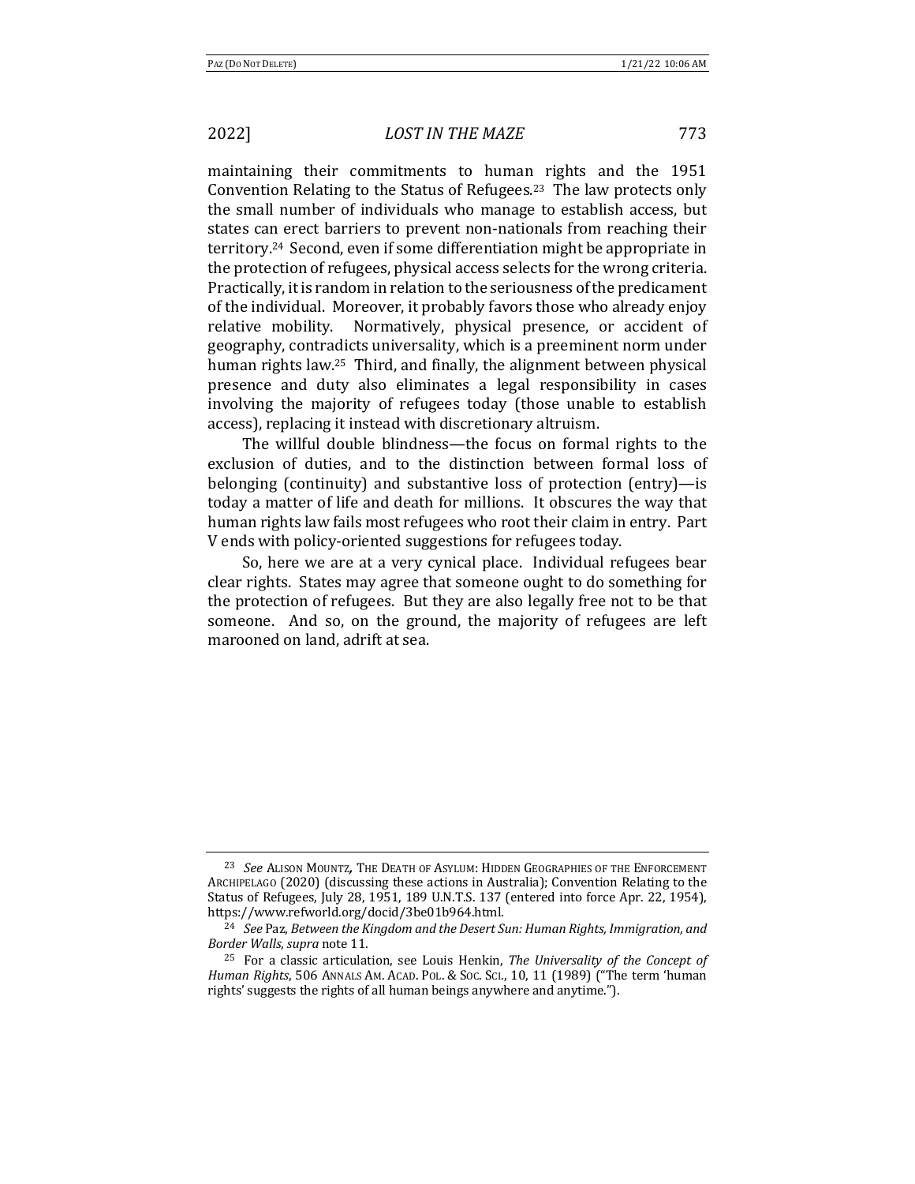maintaining their commitments to human rights and the 1951 Convention Relating to the Status of Refugees.[23] The law protects only the small number of individuals who manage to establish access, but states can erect barriers to prevent non-nationals from reaching their territory.[24] Second, even if some differentiation might be appropriate in the protection of refugees, physical access selects for the wrong criteria. Practically, it is random in relation to the seriousness of the predicament of the individual. Moreover, it probably favors those who already enjoy relative mobility. Normatively, physical presence, or accident of geography, contradicts universality, which is a preeminent norm under human rights law.[25] Third, and finally, the alignment between physical presence and duty also eliminates a legal responsibility in cases involving the majority of refugees today (those unable to establish access), replacing it instead with discretionary altruism.

The willful double blindness—the focus on formal rights to the exclusion of duties, and to the distinction between formal loss of belonging (continuity) and substantive loss of protection (entry)—is today a matter of life and death for millions. It obscures the way that human rights law fails most refugees who root their claim in entry. Part V ends with policy-oriented suggestions for refugees today.

So, here we are at a very cynical place. Individual refugees bear clear rights. States may agree that someone ought to do something for the protection of refugees. But they are also legally free not to be that someone. And so, on the ground, the majority of refugees are left marooned on land, adrift at sea.

---

[23] *See* Alison Mountz, The Death of Asylum: Hidden Geographies of the Enforcement Archipelago (2020) (discussing these actions in Australia); Convention Relating to the Status of Refugees, July 28, 1951, 189 U.N.T.S. 137 (entered into force Apr. 22, 1954), https://www.refworld.org/docid/3be01b964.html.

[24] *See* Paz, *Between the Kingdom and the Desert Sun: Human Rights, Immigration, and Border Walls*, *supra* note 11.

[25] For a classic articulation, see Louis Henkin, *The Universality of the Concept of Human Rights*, 506 Annals Am. Acad. Pol. & Soc. Sci., 10, 11 (1989) ("The term 'human rights' suggests the rights of all human beings anywhere and anytime.").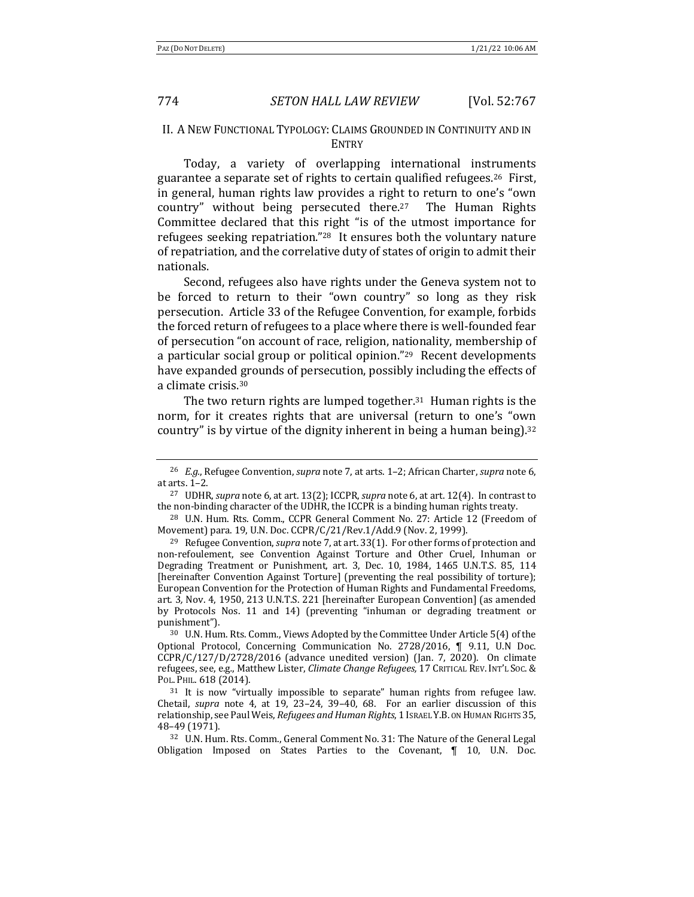## II. A New Functional Typology: Claims Grounded in Continuity and in Entry

Today, a variety of overlapping international instruments guarantee a separate set of rights to certain qualified refugees.[26] First, in general, human rights law provides a right to return to one's "own country" without being persecuted there.[27] The Human Rights Committee declared that this right "is of the utmost importance for refugees seeking repatriation."[28] It ensures both the voluntary nature of repatriation, and the correlative duty of states of origin to admit their nationals.

Second, refugees also have rights under the Geneva system not to be forced to return to their "own country" so long as they risk persecution. Article 33 of the Refugee Convention, for example, forbids the forced return of refugees to a place where there is well-founded fear of persecution "on account of race, religion, nationality, membership of a particular social group or political opinion."[29] Recent developments have expanded grounds of persecution, possibly including the effects of a climate crisis.[30]

The two return rights are lumped together.[31] Human rights is the norm, for it creates rights that are universal (return to one's "own country" is by virtue of the dignity inherent in being a human being).[32]

---

[26] *E.g.*, Refugee Convention, *supra* note 7, at arts. 1–2; African Charter, *supra* note 6, at arts. 1–2.

[27] UDHR, *supra* note 6, at art. 13(2); ICCPR, *supra* note 6, at art. 12(4). In contrast to the non-binding character of the UDHR, the ICCPR is a binding human rights treaty.

[28] U.N. Hum. Rts. Comm., CCPR General Comment No. 27: Article 12 (Freedom of Movement) para. 19, U.N. Doc. CCPR/C/21/Rev.1/Add.9 (Nov. 2, 1999).

[29] Refugee Convention, *supra* note 7, at art. 33(1). For other forms of protection and non-refoulement, see Convention Against Torture and Other Cruel, Inhuman or Degrading Treatment or Punishment, art. 3, Dec. 10, 1984, 1465 U.N.T.S. 85, 114 [hereinafter Convention Against Torture] (preventing the real possibility of torture); European Convention for the Protection of Human Rights and Fundamental Freedoms, art. 3, Nov. 4, 1950, 213 U.N.T.S. 221 [hereinafter European Convention] (as amended by Protocols Nos. 11 and 14) (preventing "inhuman or degrading treatment or punishment").

[30] U.N. Hum. Rts. Comm., Views Adopted by the Committee Under Article 5(4) of the Optional Protocol, Concerning Communication No. 2728/2016, ¶ 9.11, U.N Doc. CCPR/C/127/D/2728/2016 (advance unedited version) (Jan. 7, 2020). On climate refugees, see, e.g., Matthew Lister, *Climate Change Refugees,* 17 CRITICAL REV. INT'L SOC. & POL. PHIL. 618 (2014).

[31] It is now "virtually impossible to separate" human rights from refugee law. Chetail, *supra* note 4, at 19, 23–24, 39–40, 68. For an earlier discussion of this relationship, see Paul Weis, *Refugees and Human Rights*, 1 ISRAEL Y.B. ON HUMAN RIGHTS 35, 48–49 (1971).

[32] U.N. Hum. Rts. Comm., General Comment No. 31: The Nature of the General Legal Obligation Imposed on States Parties to the Covenant, ¶ 10, U.N. Doc.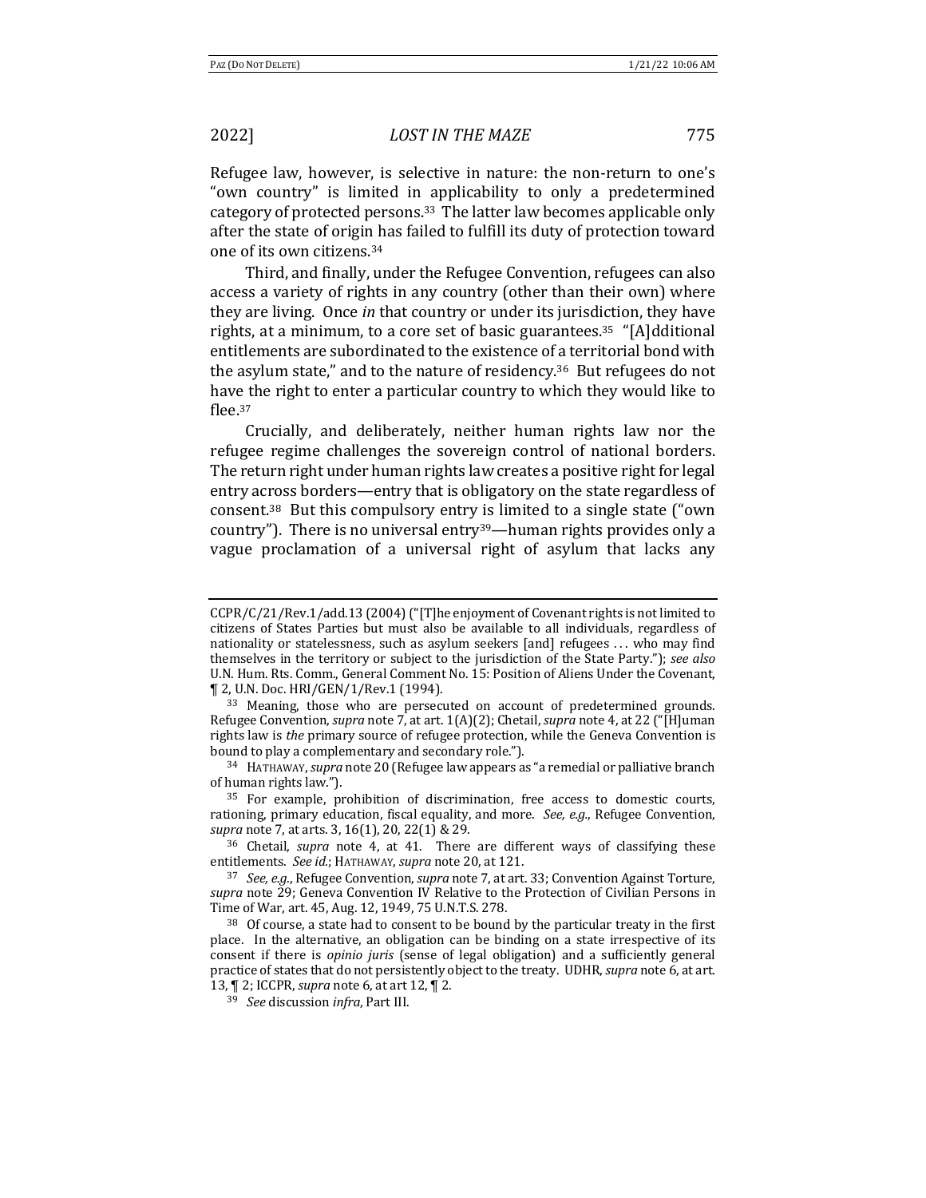Refugee law, however, is selective in nature: the non-return to one's "own country" is limited in applicability to only a predetermined category of protected persons.[33] The latter law becomes applicable only after the state of origin has failed to fulfill its duty of protection toward one of its own citizens.[34]

Third, and finally, under the Refugee Convention, refugees can also access a variety of rights in any country (other than their own) where they are living. Once *in* that country or under its jurisdiction, they have rights, at a minimum, to a core set of basic guarantees.[35] "[A]dditional entitlements are subordinated to the existence of a territorial bond with the asylum state," and to the nature of residency.[36] But refugees do not have the right to enter a particular country to which they would like to flee.[37]

Crucially, and deliberately, neither human rights law nor the refugee regime challenges the sovereign control of national borders. The return right under human rights law creates a positive right for legal entry across borders—entry that is obligatory on the state regardless of consent.[38] But this compulsory entry is limited to a single state ("own country"). There is no universal entry[39]—human rights provides only a vague proclamation of a universal right of asylum that lacks any

---

CCPR/C/21/Rev.1/add.13 (2004) ("[T]he enjoyment of Covenant rights is not limited to citizens of States Parties but must also be available to all individuals, regardless of nationality or statelessness, such as asylum seekers [and] refugees . . . who may find themselves in the territory or subject to the jurisdiction of the State Party."); *see also* U.N. Hum. Rts. Comm., General Comment No. 15: Position of Aliens Under the Covenant, ¶ 2, U.N. Doc. HRI/GEN/1/Rev.1 (1994).

[33] Meaning, those who are persecuted on account of predetermined grounds. Refugee Convention, *supra* note 7, at art. 1(A)(2); Chetail, *supra* note 4, at 22 ("[H]uman rights law is *the* primary source of refugee protection, while the Geneva Convention is bound to play a complementary and secondary role.").

[34] HATHAWAY, *supra* note 20 (Refugee law appears as "a remedial or palliative branch of human rights law.").

[35] For example, prohibition of discrimination, free access to domestic courts, rationing, primary education, fiscal equality, and more. *See, e.g.*, Refugee Convention, *supra* note 7, at arts. 3, 16(1), 20, 22(1) & 29.

[36] Chetail, *supra* note 4, at 41. There are different ways of classifying these entitlements. *See id.*; HATHAWAY, *supra* note 20, at 121.

[37] *See, e.g.*, Refugee Convention, *supra* note 7, at art. 33; Convention Against Torture, *supra* note 29; Geneva Convention IV Relative to the Protection of Civilian Persons in Time of War, art. 45, Aug. 12, 1949, 75 U.N.T.S. 278.

[38] Of course, a state had to consent to be bound by the particular treaty in the first place. In the alternative, an obligation can be binding on a state irrespective of its consent if there is *opinio juris* (sense of legal obligation) and a sufficiently general practice of states that do not persistently object to the treaty. UDHR, *supra* note 6, at art. 13, ¶ 2; ICCPR, *supra* note 6, at art 12, ¶ 2.

[39] *See* discussion *infra*, Part III.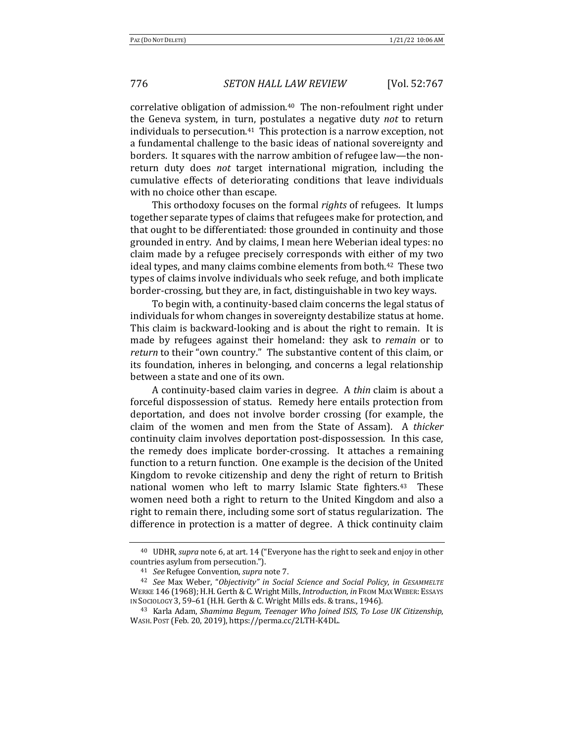correlative obligation of admission.[40] The non-refoulment right under the Geneva system, in turn, postulates a negative duty *not* to return individuals to persecution.[41] This protection is a narrow exception, not a fundamental challenge to the basic ideas of national sovereignty and borders. It squares with the narrow ambition of refugee law—the non-return duty does *not* target international migration, including the cumulative effects of deteriorating conditions that leave individuals with no choice other than escape.

This orthodoxy focuses on the formal *rights* of refugees. It lumps together separate types of claims that refugees make for protection, and that ought to be differentiated: those grounded in continuity and those grounded in entry. And by claims, I mean here Weberian ideal types: no claim made by a refugee precisely corresponds with either of my two ideal types, and many claims combine elements from both.[42] These two types of claims involve individuals who seek refuge, and both implicate border-crossing, but they are, in fact, distinguishable in two key ways.

To begin with, a continuity-based claim concerns the legal status of individuals for whom changes in sovereignty destabilize status at home. This claim is backward-looking and is about the right to remain. It is made by refugees against their homeland: they ask to *remain* or to *return* to their "own country." The substantive content of this claim, or its foundation, inheres in belonging, and concerns a legal relationship between a state and one of its own.

A continuity-based claim varies in degree. A *thin* claim is about a forceful dispossession of status. Remedy here entails protection from deportation, and does not involve border crossing (for example, the claim of the women and men from the State of Assam). A *thicker* continuity claim involves deportation post-dispossession. In this case, the remedy does implicate border-crossing. It attaches a remaining function to a return function. One example is the decision of the United Kingdom to revoke citizenship and deny the right of return to British national women who left to marry Islamic State fighters.[43] These women need both a right to return to the United Kingdom and also a right to remain there, including some sort of status regularization. The difference in protection is a matter of degree. A thick continuity claim

---

[40] UDHR, *supra* note 6, at art. 14 ("Everyone has the right to seek and enjoy in other countries asylum from persecution.").

[41] *See* Refugee Convention, *supra* note 7.

[42] *See* Max Weber, *"Objectivity" in Social Science and Social Policy*, *in* GESAMMELTE WERKE 146 (1968); H.H. Gerth & C. Wright Mills, *Introduction*, *in* FROM MAX WEBER: ESSAYS IN SOCIOLOGY 3, 59–61 (H.H. Gerth & C. Wright Mills eds. & trans., 1946).

[43] Karla Adam, *Shamima Begum, Teenager Who Joined ISIS, To Lose UK Citizenship*, WASH. POST (Feb. 20, 2019), https://perma.cc/2LTH-K4DL.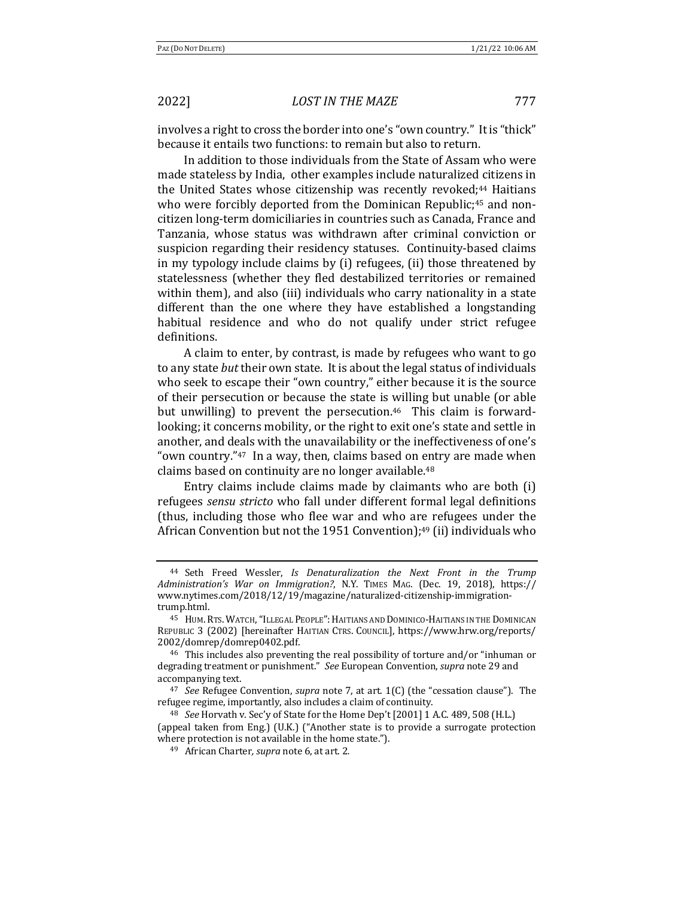involves a right to cross the border into one's "own country." It is "thick" because it entails two functions: to remain but also to return.

In addition to those individuals from the State of Assam who were made stateless by India, other examples include naturalized citizens in the United States whose citizenship was recently revoked;[44] Haitians who were forcibly deported from the Dominican Republic;[45] and non-citizen long-term domiciliaries in countries such as Canada, France and Tanzania, whose status was withdrawn after criminal conviction or suspicion regarding their residency statuses. Continuity-based claims in my typology include claims by (i) refugees, (ii) those threatened by statelessness (whether they fled destabilized territories or remained within them), and also (iii) individuals who carry nationality in a state different than the one where they have established a longstanding habitual residence and who do not qualify under strict refugee definitions.

A claim to enter, by contrast, is made by refugees who want to go to any state *but* their own state. It is about the legal status of individuals who seek to escape their "own country," either because it is the source of their persecution or because the state is willing but unable (or able but unwilling) to prevent the persecution.[46] This claim is forward-looking; it concerns mobility, or the right to exit one's state and settle in another, and deals with the unavailability or the ineffectiveness of one's "own country."[47] In a way, then, claims based on entry are made when claims based on continuity are no longer available.[48]

Entry claims include claims made by claimants who are both (i) refugees *sensu stricto* who fall under different formal legal definitions (thus, including those who flee war and who are refugees under the African Convention but not the 1951 Convention);[49] (ii) individuals who

---

[44] Seth Freed Wessler, *Is Denaturalization the Next Front in the Trump Administration's War on Immigration?*, N.Y. TIMES MAG. (Dec. 19, 2018), https://www.nytimes.com/2018/12/19/magazine/naturalized-citizenship-immigration-trump.html.

[45] HUM. RTS. WATCH, "ILLEGAL PEOPLE": HAITIANS AND DOMINICO-HAITIANS IN THE DOMINICAN REPUBLIC 3 (2002) [hereinafter HAITIAN CTRS. COUNCIL], https://www.hrw.org/reports/2002/domrep/domrep0402.pdf.

[46] This includes also preventing the real possibility of torture and/or "inhuman or degrading treatment or punishment." *See* European Convention, *supra* note 29 and accompanying text.

[47] *See* Refugee Convention, *supra* note 7, at art. 1(C) (the "cessation clause"). The refugee regime, importantly, also includes a claim of continuity.

[48] *See* Horvath v. Sec'y of State for the Home Dep't [2001] 1 A.C. 489, 508 (H.L.) (appeal taken from Eng.) (U.K.) ("Another state is to provide a surrogate protection where protection is not available in the home state.").

[49] African Charter, *supra* note 6, at art. 2.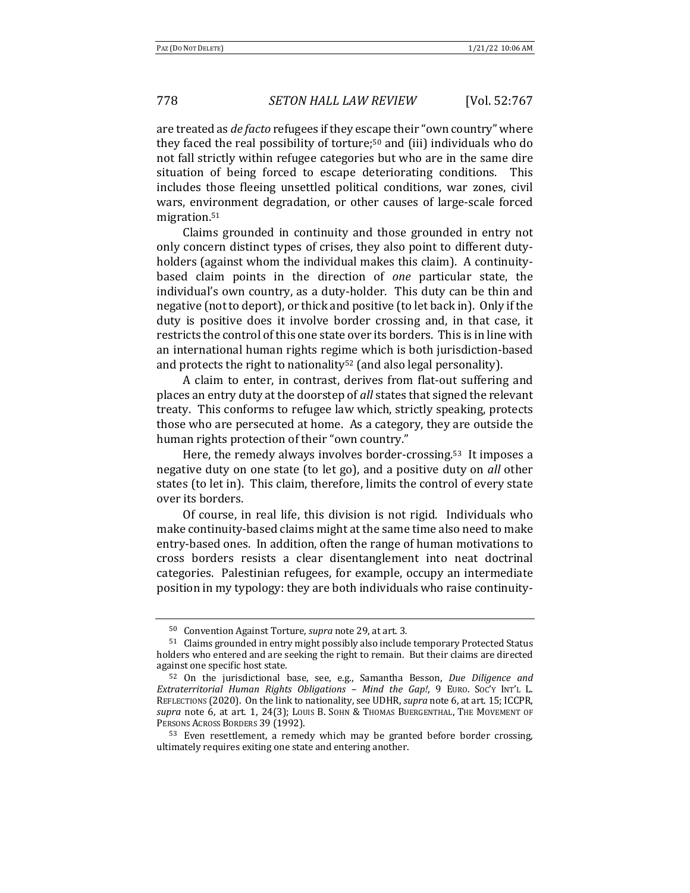are treated as *de facto* refugees if they escape their "own country" where they faced the real possibility of torture;[50] and (iii) individuals who do not fall strictly within refugee categories but who are in the same dire situation of being forced to escape deteriorating conditions. This includes those fleeing unsettled political conditions, war zones, civil wars, environment degradation, or other causes of large-scale forced migration.[51]

Claims grounded in continuity and those grounded in entry not only concern distinct types of crises, they also point to different duty-holders (against whom the individual makes this claim). A continuity-based claim points in the direction of *one* particular state, the individual's own country, as a duty-holder. This duty can be thin and negative (not to deport), or thick and positive (to let back in). Only if the duty is positive does it involve border crossing and, in that case, it restricts the control of this one state over its borders. This is in line with an international human rights regime which is both jurisdiction-based and protects the right to nationality[52] (and also legal personality).

A claim to enter, in contrast, derives from flat-out suffering and places an entry duty at the doorstep of *all* states that signed the relevant treaty. This conforms to refugee law which, strictly speaking, protects those who are persecuted at home. As a category, they are outside the human rights protection of their "own country."

Here, the remedy always involves border-crossing.[53] It imposes a negative duty on one state (to let go), and a positive duty on *all* other states (to let in). This claim, therefore, limits the control of every state over its borders.

Of course, in real life, this division is not rigid. Individuals who make continuity-based claims might at the same time also need to make entry-based ones. In addition, often the range of human motivations to cross borders resists a clear disentanglement into neat doctrinal categories. Palestinian refugees, for example, occupy an intermediate position in my typology: they are both individuals who raise continuity-

---

[50] Convention Against Torture, *supra* note 29, at art. 3.

[51] Claims grounded in entry might possibly also include temporary Protected Status holders who entered and are seeking the right to remain. But their claims are directed against one specific host state.

[52] On the jurisdictional base, see, e.g., Samantha Besson, *Due Diligence and Extraterritorial Human Rights Obligations – Mind the Gap!*, 9 EURO. SOC'Y INT'L L. REFLECTIONS (2020). On the link to nationality, see UDHR, *supra* note 6, at art. 15; ICCPR, *supra* note 6, at art. 1, 24(3); LOUIS B. SOHN & THOMAS BUERGENTHAL, THE MOVEMENT OF PERSONS ACROSS BORDERS 39 (1992).

[53] Even resettlement, a remedy which may be granted before border crossing, ultimately requires exiting one state and entering another.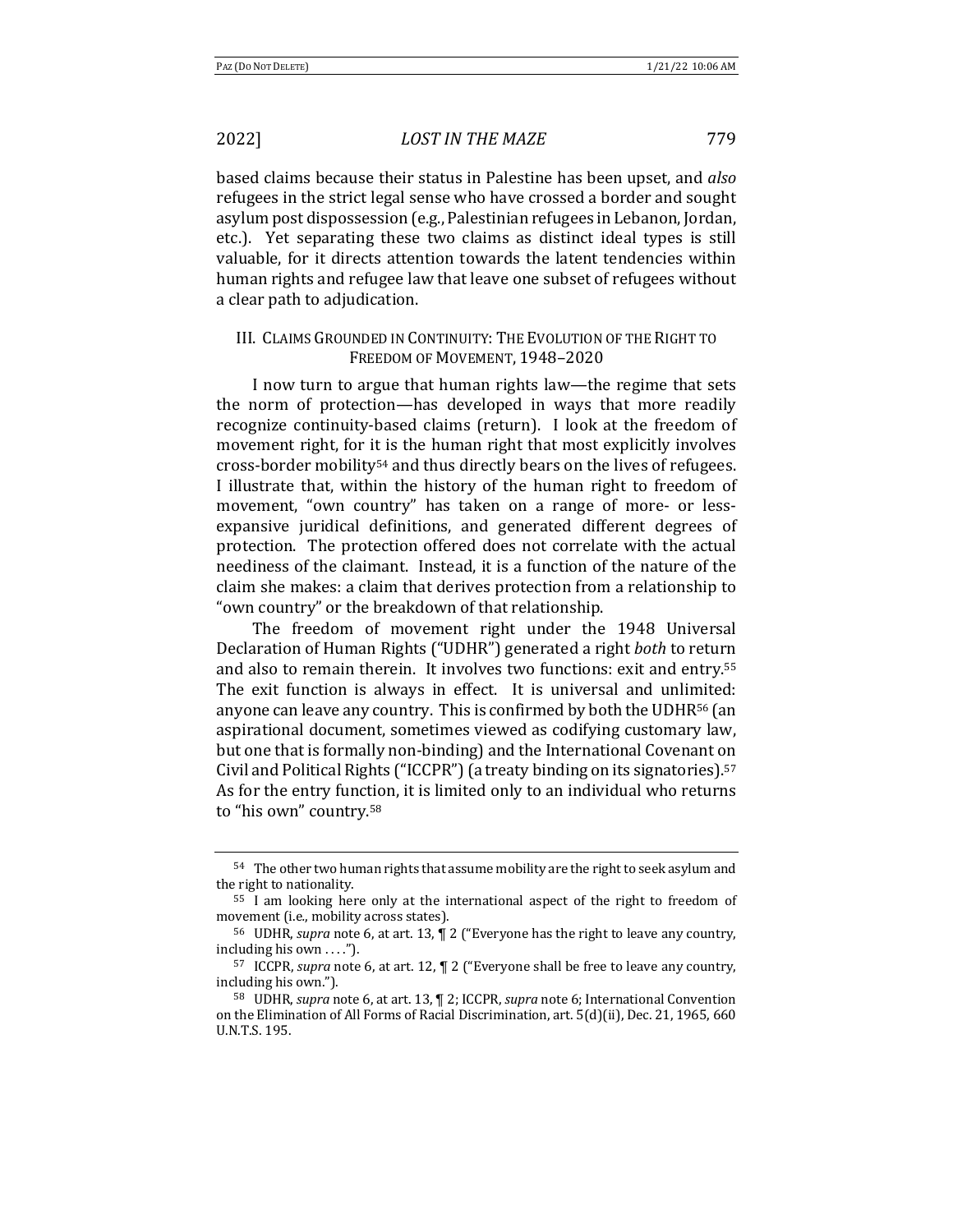based claims because their status in Palestine has been upset, and *also* refugees in the strict legal sense who have crossed a border and sought asylum post dispossession (e.g., Palestinian refugees in Lebanon, Jordan, etc.). Yet separating these two claims as distinct ideal types is still valuable, for it directs attention towards the latent tendencies within human rights and refugee law that leave one subset of refugees without a clear path to adjudication.

## III. Claims Grounded in Continuity: The Evolution of the Right to Freedom of Movement, 1948–2020

I now turn to argue that human rights law—the regime that sets the norm of protection—has developed in ways that more readily recognize continuity-based claims (return). I look at the freedom of movement right, for it is the human right that most explicitly involves cross-border mobility[54] and thus directly bears on the lives of refugees. I illustrate that, within the history of the human right to freedom of movement, "own country" has taken on a range of more- or less-expansive juridical definitions, and generated different degrees of protection. The protection offered does not correlate with the actual neediness of the claimant. Instead, it is a function of the nature of the claim she makes: a claim that derives protection from a relationship to "own country" or the breakdown of that relationship.

The freedom of movement right under the 1948 Universal Declaration of Human Rights ("UDHR") generated a right *both* to return and also to remain therein. It involves two functions: exit and entry.[55] The exit function is always in effect. It is universal and unlimited: anyone can leave any country. This is confirmed by both the UDHR[56] (an aspirational document, sometimes viewed as codifying customary law, but one that is formally non-binding) and the International Covenant on Civil and Political Rights ("ICCPR") (a treaty binding on its signatories).[57] As for the entry function, it is limited only to an individual who returns to "his own" country.[58]

---

[54] The other two human rights that assume mobility are the right to seek asylum and the right to nationality.

[55] I am looking here only at the international aspect of the right to freedom of movement (i.e., mobility across states).

[56] UDHR, *supra* note 6, at art. 13, ¶ 2 ("Everyone has the right to leave any country, including his own . . . .").

[57] ICCPR, *supra* note 6, at art. 12, ¶ 2 ("Everyone shall be free to leave any country, including his own.").

[58] UDHR, *supra* note 6, at art. 13, ¶ 2; ICCPR, *supra* note 6; International Convention on the Elimination of All Forms of Racial Discrimination, art. 5(d)(ii), Dec. 21, 1965, 660 U.N.T.S. 195.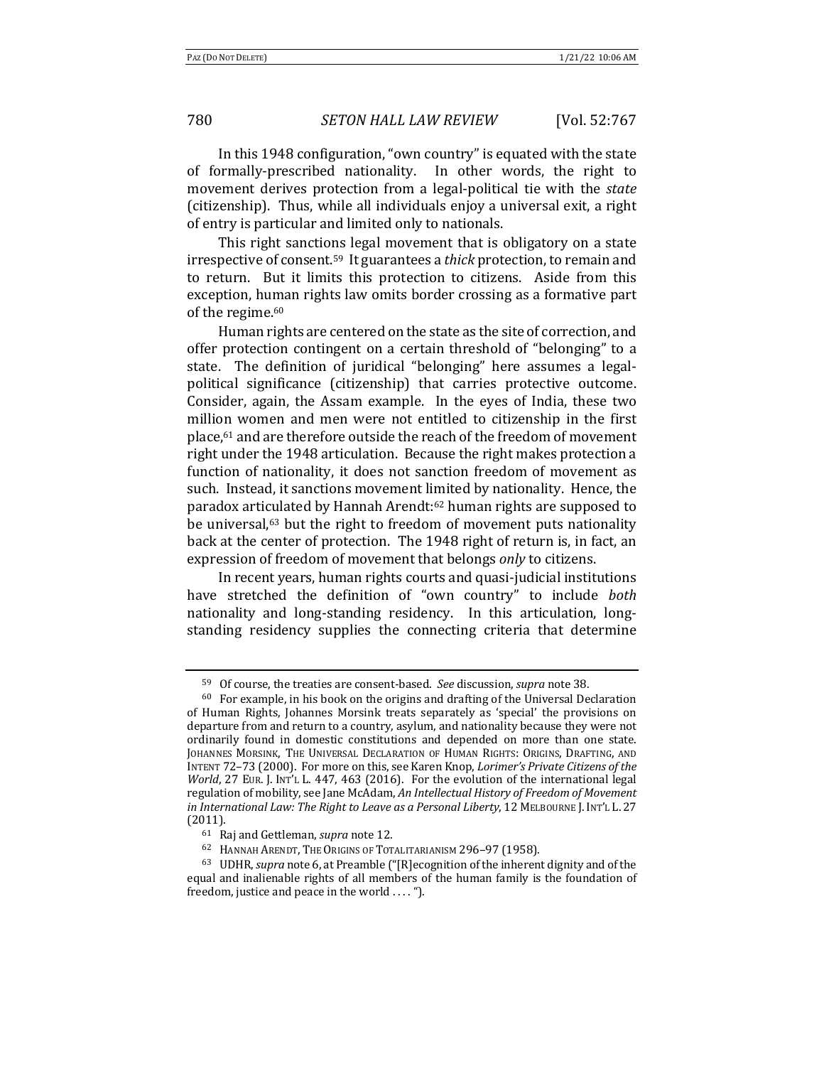In this 1948 configuration, "own country" is equated with the state of formally-prescribed nationality. In other words, the right to movement derives protection from a legal-political tie with the *state* (citizenship). Thus, while all individuals enjoy a universal exit, a right of entry is particular and limited only to nationals.

This right sanctions legal movement that is obligatory on a state irrespective of consent.[59] It guarantees a *thick* protection, to remain and to return. But it limits this protection to citizens. Aside from this exception, human rights law omits border crossing as a formative part of the regime.[60]

Human rights are centered on the state as the site of correction, and offer protection contingent on a certain threshold of "belonging" to a state. The definition of juridical "belonging" here assumes a legal-political significance (citizenship) that carries protective outcome. Consider, again, the Assam example. In the eyes of India, these two million women and men were not entitled to citizenship in the first place,[61] and are therefore outside the reach of the freedom of movement right under the 1948 articulation. Because the right makes protection a function of nationality, it does not sanction freedom of movement as such. Instead, it sanctions movement limited by nationality. Hence, the paradox articulated by Hannah Arendt:[62] human rights are supposed to be universal,[63] but the right to freedom of movement puts nationality back at the center of protection. The 1948 right of return is, in fact, an expression of freedom of movement that belongs *only* to citizens.

In recent years, human rights courts and quasi-judicial institutions have stretched the definition of "own country" to include *both* nationality and long-standing residency. In this articulation, long-standing residency supplies the connecting criteria that determine

---

[59] Of course, the treaties are consent-based. *See* discussion, *supra* note 38.

[60] For example, in his book on the origins and drafting of the Universal Declaration of Human Rights, Johannes Morsink treats separately as 'special' the provisions on departure from and return to a country, asylum, and nationality because they were not ordinarily found in domestic constitutions and depended on more than one state. JOHANNES MORSINK, THE UNIVERSAL DECLARATION OF HUMAN RIGHTS: ORIGINS, DRAFTING, AND INTENT 72–73 (2000). For more on this, see Karen Knop, *Lorimer's Private Citizens of the World*, 27 EUR. J. INT'L L. 447, 463 (2016). For the evolution of the international legal regulation of mobility, see Jane McAdam, *An Intellectual History of Freedom of Movement in International Law: The Right to Leave as a Personal Liberty*, 12 MELBOURNE J. INT'L L. 27 (2011).

[61] Raj and Gettleman, *supra* note 12.

[62] HANNAH ARENDT, THE ORIGINS OF TOTALITARIANISM 296–97 (1958).

[63] UDHR, *supra* note 6, at Preamble ("[R]ecognition of the inherent dignity and of the equal and inalienable rights of all members of the human family is the foundation of freedom, justice and peace in the world . . . .").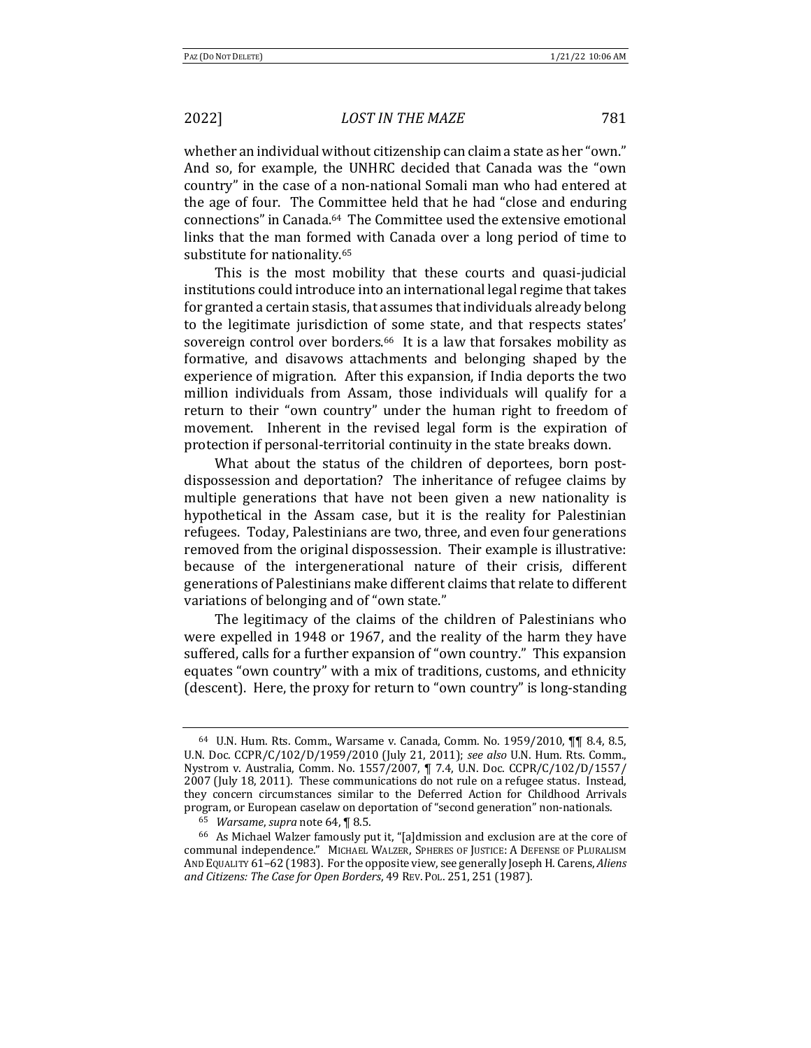whether an individual without citizenship can claim a state as her "own." And so, for example, the UNHRC decided that Canada was the "own country" in the case of a non-national Somali man who had entered at the age of four. The Committee held that he had "close and enduring connections" in Canada.[64] The Committee used the extensive emotional links that the man formed with Canada over a long period of time to substitute for nationality.[65]

This is the most mobility that these courts and quasi-judicial institutions could introduce into an international legal regime that takes for granted a certain stasis, that assumes that individuals already belong to the legitimate jurisdiction of some state, and that respects states' sovereign control over borders.[66] It is a law that forsakes mobility as formative, and disavows attachments and belonging shaped by the experience of migration. After this expansion, if India deports the two million individuals from Assam, those individuals will qualify for a return to their "own country" under the human right to freedom of movement. Inherent in the revised legal form is the expiration of protection if personal-territorial continuity in the state breaks down.

What about the status of the children of deportees, born post-dispossession and deportation? The inheritance of refugee claims by multiple generations that have not been given a new nationality is hypothetical in the Assam case, but it is the reality for Palestinian refugees. Today, Palestinians are two, three, and even four generations removed from the original dispossession. Their example is illustrative: because of the intergenerational nature of their crisis, different generations of Palestinians make different claims that relate to different variations of belonging and of "own state."

The legitimacy of the claims of the children of Palestinians who were expelled in 1948 or 1967, and the reality of the harm they have suffered, calls for a further expansion of "own country." This expansion equates "own country" with a mix of traditions, customs, and ethnicity (descent). Here, the proxy for return to "own country" is long-standing

---

[64] U.N. Hum. Rts. Comm., Warsame v. Canada, Comm. No. 1959/2010, ¶¶ 8.4, 8.5, U.N. Doc. CCPR/C/102/D/1959/2010 (July 21, 2011); *see also* U.N. Hum. Rts. Comm., Nystrom v. Australia, Comm. No. 1557/2007, ¶ 7.4, U.N. Doc. CCPR/C/102/D/1557/2007 (July 18, 2011). These communications do not rule on a refugee status. Instead, they concern circumstances similar to the Deferred Action for Childhood Arrivals program, or European caselaw on deportation of "second generation" non-nationals.

[65] *Warsame*, *supra* note 64, ¶ 8.5.

[66] As Michael Walzer famously put it, "[a]dmission and exclusion are at the core of communal independence." MICHAEL WALZER, SPHERES OF JUSTICE: A DEFENSE OF PLURALISM AND EQUALITY 61–62 (1983). For the opposite view, see generally Joseph H. Carens, *Aliens and Citizens: The Case for Open Borders*, 49 REV. POL. 251, 251 (1987).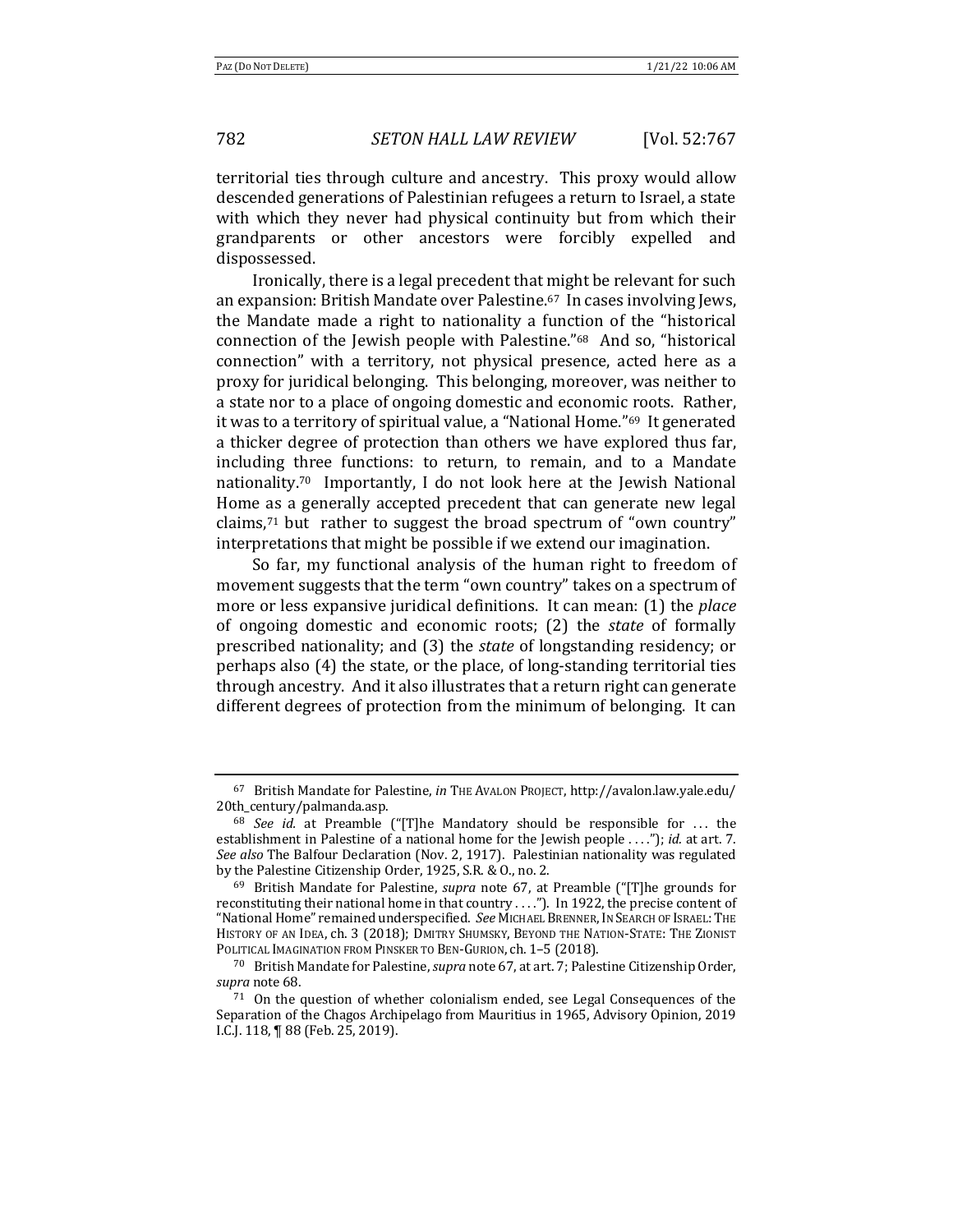territorial ties through culture and ancestry. This proxy would allow descended generations of Palestinian refugees a return to Israel, a state with which they never had physical continuity but from which their grandparents or other ancestors were forcibly expelled and dispossessed.

Ironically, there is a legal precedent that might be relevant for such an expansion: British Mandate over Palestine.[67] In cases involving Jews, the Mandate made a right to nationality a function of the "historical connection of the Jewish people with Palestine."[68] And so, "historical connection" with a territory, not physical presence, acted here as a proxy for juridical belonging. This belonging, moreover, was neither to a state nor to a place of ongoing domestic and economic roots. Rather, it was to a territory of spiritual value, a "National Home."[69] It generated a thicker degree of protection than others we have explored thus far, including three functions: to return, to remain, and to a Mandate nationality.[70] Importantly, I do not look here at the Jewish National Home as a generally accepted precedent that can generate new legal claims,[71] but rather to suggest the broad spectrum of "own country" interpretations that might be possible if we extend our imagination.

So far, my functional analysis of the human right to freedom of movement suggests that the term "own country" takes on a spectrum of more or less expansive juridical definitions. It can mean: (1) the *place* of ongoing domestic and economic roots; (2) the *state* of formally prescribed nationality; and (3) the *state* of longstanding residency; or perhaps also (4) the state, or the place, of long-standing territorial ties through ancestry. And it also illustrates that a return right can generate different degrees of protection from the minimum of belonging. It can

---

[67] British Mandate for Palestine, *in* THE AVALON PROJECT, http://avalon.law.yale.edu/20th_century/palmanda.asp.

[68] *See id.* at Preamble ("[T]he Mandatory should be responsible for . . . the establishment in Palestine of a national home for the Jewish people . . . ."); *id.* at art. 7. *See also* The Balfour Declaration (Nov. 2, 1917). Palestinian nationality was regulated by the Palestine Citizenship Order, 1925, S.R. & O., no. 2.

[69] British Mandate for Palestine, *supra* note 67, at Preamble ("[T]he grounds for reconstituting their national home in that country . . . ."). In 1922, the precise content of "National Home" remained underspecified. *See* MICHAEL BRENNER, IN SEARCH OF ISRAEL: THE HISTORY OF AN IDEA, ch. 3 (2018); DMITRY SHUMSKY, BEYOND THE NATION-STATE: THE ZIONIST POLITICAL IMAGINATION FROM PINSKER TO BEN-GURION, ch. 1–5 (2018).

[70] British Mandate for Palestine, *supra* note 67, at art. 7; Palestine Citizenship Order, *supra* note 68.

[71] On the question of whether colonialism ended, see Legal Consequences of the Separation of the Chagos Archipelago from Mauritius in 1965, Advisory Opinion, 2019 I.C.J. 118, ¶ 88 (Feb. 25, 2019).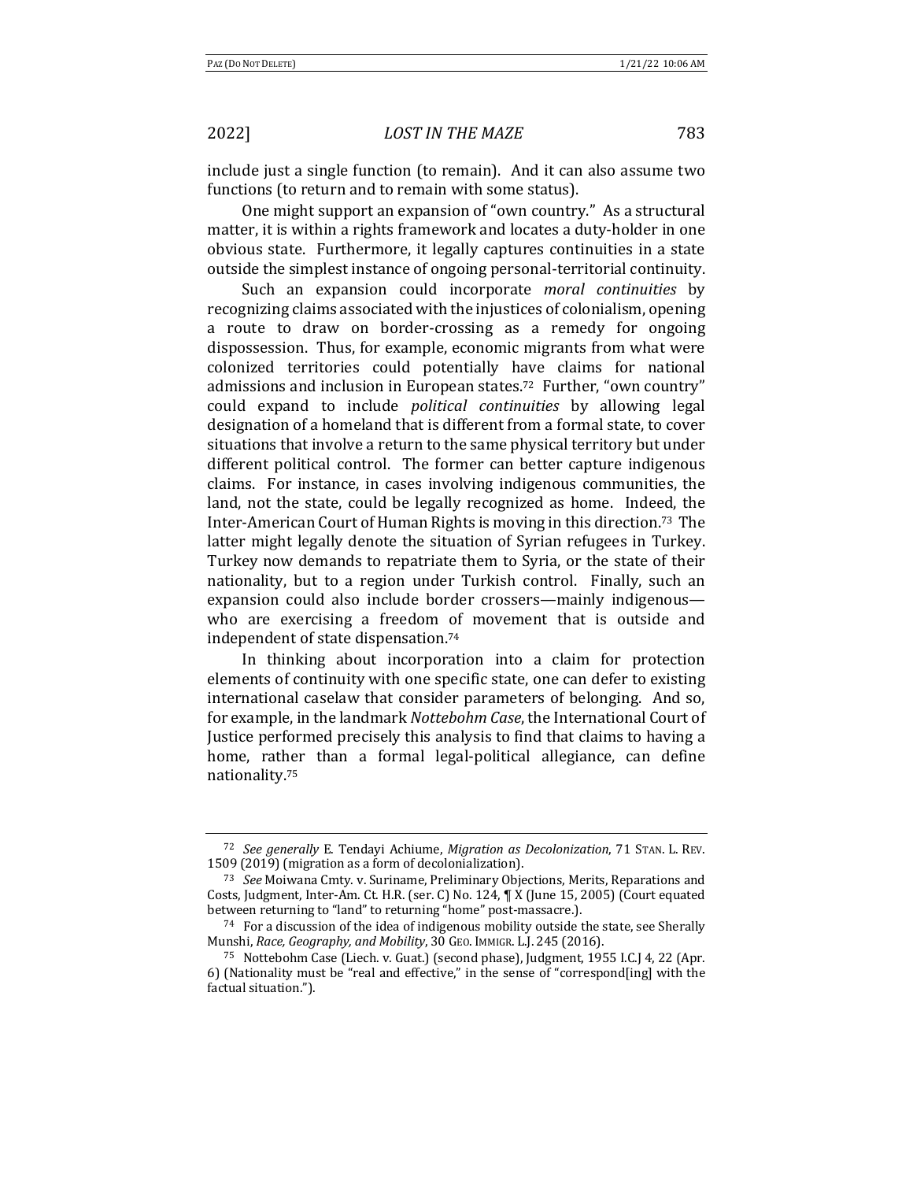include just a single function (to remain). And it can also assume two functions (to return and to remain with some status).

One might support an expansion of "own country." As a structural matter, it is within a rights framework and locates a duty-holder in one obvious state. Furthermore, it legally captures continuities in a state outside the simplest instance of ongoing personal-territorial continuity.

Such an expansion could incorporate *moral continuities* by recognizing claims associated with the injustices of colonialism, opening a route to draw on border-crossing as a remedy for ongoing dispossession. Thus, for example, economic migrants from what were colonized territories could potentially have claims for national admissions and inclusion in European states.[72] Further, "own country" could expand to include *political continuities* by allowing legal designation of a homeland that is different from a formal state, to cover situations that involve a return to the same physical territory but under different political control. The former can better capture indigenous claims. For instance, in cases involving indigenous communities, the land, not the state, could be legally recognized as home. Indeed, the Inter-American Court of Human Rights is moving in this direction.[73] The latter might legally denote the situation of Syrian refugees in Turkey. Turkey now demands to repatriate them to Syria, or the state of their nationality, but to a region under Turkish control. Finally, such an expansion could also include border crossers—mainly indigenous—who are exercising a freedom of movement that is outside and independent of state dispensation.[74]

In thinking about incorporation into a claim for protection elements of continuity with one specific state, one can defer to existing international caselaw that consider parameters of belonging. And so, for example, in the landmark *Nottebohm Case*, the International Court of Justice performed precisely this analysis to find that claims to having a home, rather than a formal legal-political allegiance, can define nationality.[75]

---

[72] *See generally* E. Tendayi Achiume, *Migration as Decolonization*, 71 STAN. L. REV. 1509 (2019) (migration as a form of decolonialization).

[73] *See* Moiwana Cmty. v. Suriname, Preliminary Objections, Merits, Reparations and Costs, Judgment, Inter-Am. Ct. H.R. (ser. C) No. 124, ¶ X (June 15, 2005) (Court equated between returning to "land" to returning "home" post-massacre.).

[74] For a discussion of the idea of indigenous mobility outside the state, see Sherally Munshi, *Race, Geography, and Mobility*, 30 GEO. IMMIGR. L.J. 245 (2016).

[75] Nottebohm Case (Liech. v. Guat.) (second phase), Judgment, 1955 I.C.J 4, 22 (Apr. 6) (Nationality must be "real and effective," in the sense of "correspond[ing] with the factual situation.").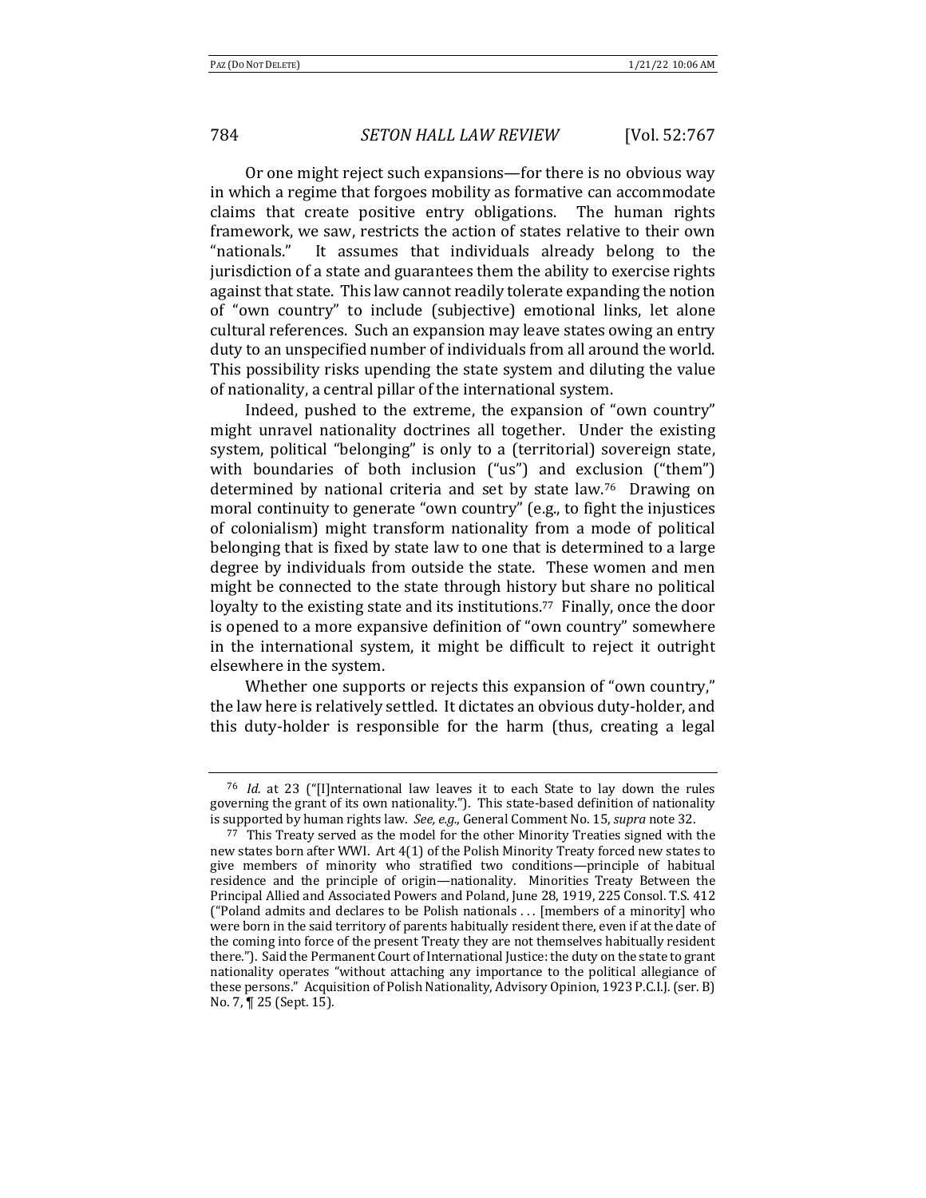Or one might reject such expansions—for there is no obvious way in which a regime that forgoes mobility as formative can accommodate claims that create positive entry obligations. The human rights framework, we saw, restricts the action of states relative to their own "nationals." It assumes that individuals already belong to the jurisdiction of a state and guarantees them the ability to exercise rights against that state. This law cannot readily tolerate expanding the notion of "own country" to include (subjective) emotional links, let alone cultural references. Such an expansion may leave states owing an entry duty to an unspecified number of individuals from all around the world. This possibility risks upending the state system and diluting the value of nationality, a central pillar of the international system.

Indeed, pushed to the extreme, the expansion of "own country" might unravel nationality doctrines all together. Under the existing system, political "belonging" is only to a (territorial) sovereign state, with boundaries of both inclusion ("us") and exclusion ("them") determined by national criteria and set by state law.[76] Drawing on moral continuity to generate "own country" (e.g., to fight the injustices of colonialism) might transform nationality from a mode of political belonging that is fixed by state law to one that is determined to a large degree by individuals from outside the state. These women and men might be connected to the state through history but share no political loyalty to the existing state and its institutions.[77] Finally, once the door is opened to a more expansive definition of "own country" somewhere in the international system, it might be difficult to reject it outright elsewhere in the system.

Whether one supports or rejects this expansion of "own country," the law here is relatively settled. It dictates an obvious duty-holder, and this duty-holder is responsible for the harm (thus, creating a legal

---

[76] *Id.* at 23 ("[I]nternational law leaves it to each State to lay down the rules governing the grant of its own nationality."). This state-based definition of nationality is supported by human rights law. *See, e.g.*, General Comment No. 15, *supra* note 32.

[77] This Treaty served as the model for the other Minority Treaties signed with the new states born after WWI. Art 4(1) of the Polish Minority Treaty forced new states to give members of minority who stratified two conditions—principle of habitual residence and the principle of origin—nationality. Minorities Treaty Between the Principal Allied and Associated Powers and Poland, June 28, 1919, 225 Consol. T.S. 412 ("Poland admits and declares to be Polish nationals . . . [members of a minority] who were born in the said territory of parents habitually resident there, even if at the date of the coming into force of the present Treaty they are not themselves habitually resident there."). Said the Permanent Court of International Justice: the duty on the state to grant nationality operates "without attaching any importance to the political allegiance of these persons." Acquisition of Polish Nationality, Advisory Opinion, 1923 P.C.I.J. (ser. B) No. 7, ¶ 25 (Sept. 15).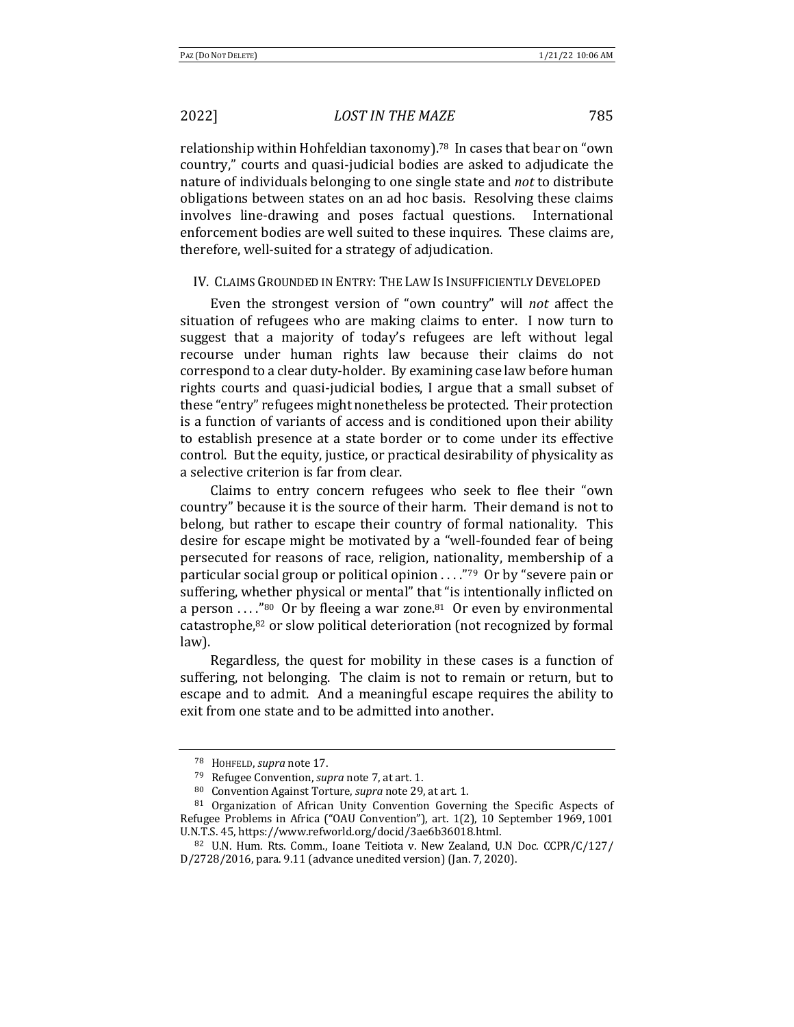relationship within Hohfeldian taxonomy).[78] In cases that bear on "own country," courts and quasi-judicial bodies are asked to adjudicate the nature of individuals belonging to one single state and *not* to distribute obligations between states on an ad hoc basis. Resolving these claims involves line-drawing and poses factual questions. International enforcement bodies are well suited to these inquires. These claims are, therefore, well-suited for a strategy of adjudication.

## IV. Claims Grounded in Entry: The Law Is Insufficiently Developed

Even the strongest version of "own country" will *not* affect the situation of refugees who are making claims to enter. I now turn to suggest that a majority of today's refugees are left without legal recourse under human rights law because their claims do not correspond to a clear duty-holder. By examining case law before human rights courts and quasi-judicial bodies, I argue that a small subset of these "entry" refugees might nonetheless be protected. Their protection is a function of variants of access and is conditioned upon their ability to establish presence at a state border or to come under its effective control. But the equity, justice, or practical desirability of physicality as a selective criterion is far from clear.

Claims to entry concern refugees who seek to flee their "own country" because it is the source of their harm. Their demand is not to belong, but rather to escape their country of formal nationality. This desire for escape might be motivated by a "well-founded fear of being persecuted for reasons of race, religion, nationality, membership of a particular social group or political opinion . . . ."[79] Or by "severe pain or suffering, whether physical or mental" that "is intentionally inflicted on a person . . . ."[80] Or by fleeing a war zone.[81] Or even by environmental catastrophe,[82] or slow political deterioration (not recognized by formal law).

Regardless, the quest for mobility in these cases is a function of suffering, not belonging. The claim is not to remain or return, but to escape and to admit. And a meaningful escape requires the ability to exit from one state and to be admitted into another.

---

[78] Hohfeld, *supra* note 17.

[79] Refugee Convention, *supra* note 7, at art. 1.

[80] Convention Against Torture, *supra* note 29, at art. 1.

[81] Organization of African Unity Convention Governing the Specific Aspects of Refugee Problems in Africa ("OAU Convention"), art. 1(2), 10 September 1969, 1001 U.N.T.S. 45, https://www.refworld.org/docid/3ae6b36018.html.

[82] U.N. Hum. Rts. Comm., Ioane Teitiota v. New Zealand, U.N Doc. CCPR/C/127/D/2728/2016, para. 9.11 (advance unedited version) (Jan. 7, 2020).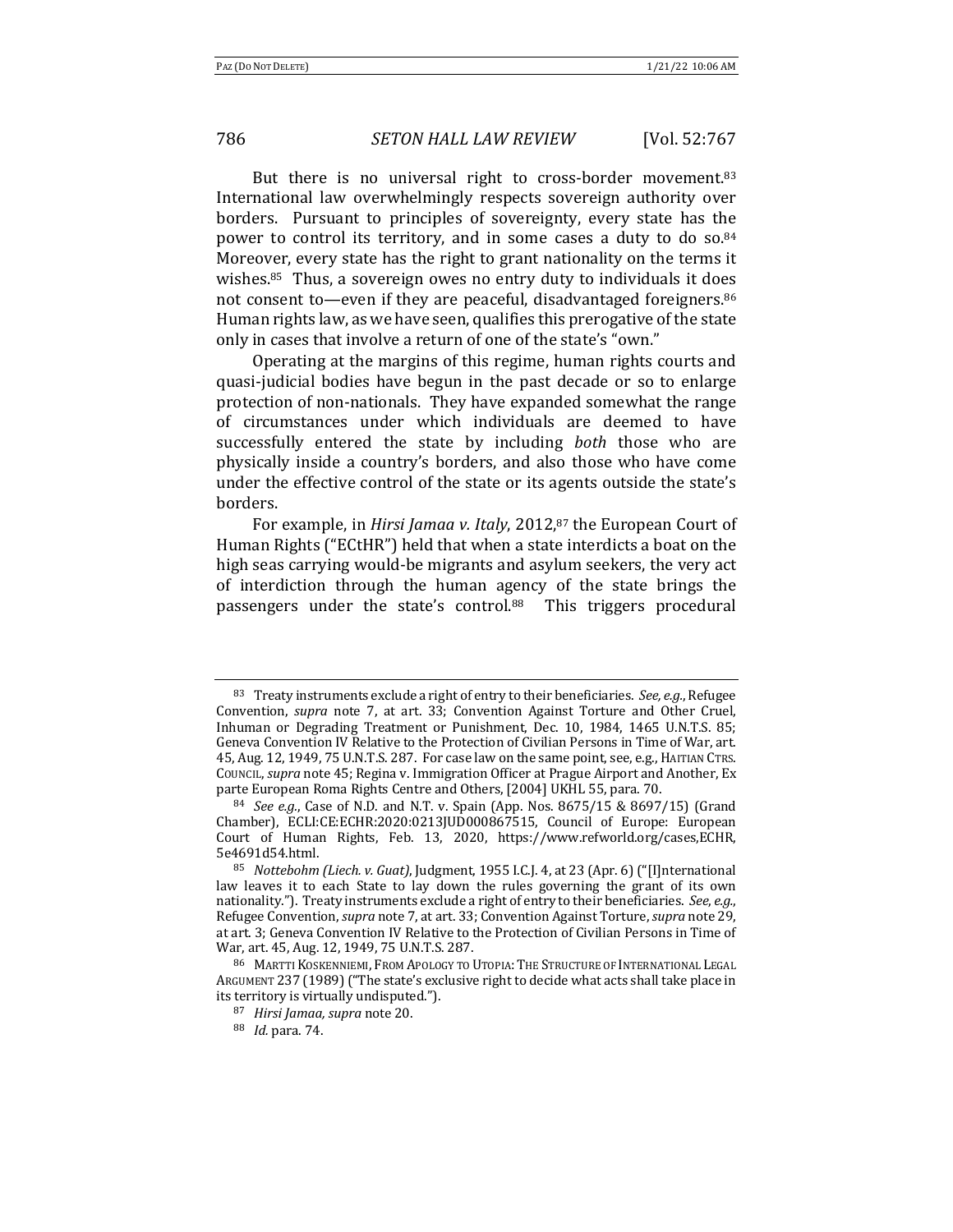But there is no universal right to cross-border movement.[83] International law overwhelmingly respects sovereign authority over borders. Pursuant to principles of sovereignty, every state has the power to control its territory, and in some cases a duty to do so.[84] Moreover, every state has the right to grant nationality on the terms it wishes.[85] Thus, a sovereign owes no entry duty to individuals it does not consent to—even if they are peaceful, disadvantaged foreigners.[86] Human rights law, as we have seen, qualifies this prerogative of the state only in cases that involve a return of one of the state's "own."

Operating at the margins of this regime, human rights courts and quasi-judicial bodies have begun in the past decade or so to enlarge protection of non-nationals. They have expanded somewhat the range of circumstances under which individuals are deemed to have successfully entered the state by including *both* those who are physically inside a country's borders, and also those who have come under the effective control of the state or its agents outside the state's borders.

For example, in *Hirsi Jamaa v. Italy*, 2012,[87] the European Court of Human Rights ("ECtHR") held that when a state interdicts a boat on the high seas carrying would-be migrants and asylum seekers, the very act of interdiction through the human agency of the state brings the passengers under the state's control.[88] This triggers procedural

---

[83] Treaty instruments exclude a right of entry to their beneficiaries. *See, e.g.*, Refugee Convention, *supra* note 7, at art. 33; Convention Against Torture and Other Cruel, Inhuman or Degrading Treatment or Punishment, Dec. 10, 1984, 1465 U.N.T.S. 85; Geneva Convention IV Relative to the Protection of Civilian Persons in Time of War, art. 45, Aug. 12, 1949, 75 U.N.T.S. 287. For case law on the same point, see, e.g., HAITIAN CTRS. COUNCIL, *supra* note 45; Regina v. Immigration Officer at Prague Airport and Another, Ex parte European Roma Rights Centre and Others, [2004] UKHL 55, para. 70.

[84] *See e.g.*, Case of N.D. and N.T. v. Spain (App. Nos. 8675/15 & 8697/15) (Grand Chamber), ECLI:CE:ECHR:2020:0213JUD000867515, Council of Europe: European Court of Human Rights, Feb. 13, 2020, https://www.refworld.org/cases,ECHR,5e4691d54.html.

[85] *Nottebohm (Liech. v. Guat)*, Judgment, 1955 I.C.J. 4, at 23 (Apr. 6) ("[I]nternational law leaves it to each State to lay down the rules governing the grant of its own nationality."). Treaty instruments exclude a right of entry to their beneficiaries. *See, e.g.*, Refugee Convention, *supra* note 7, at art. 33; Convention Against Torture, *supra* note 29, at art. 3; Geneva Convention IV Relative to the Protection of Civilian Persons in Time of War, art. 45, Aug. 12, 1949, 75 U.N.T.S. 287.

[86] MARTTI KOSKENNIEMI, FROM APOLOGY TO UTOPIA: THE STRUCTURE OF INTERNATIONAL LEGAL ARGUMENT 237 (1989) ("The state's exclusive right to decide what acts shall take place in its territory is virtually undisputed.").

[87] *Hirsi Jamaa*, *supra* note 20.

[88] *Id.* para. 74.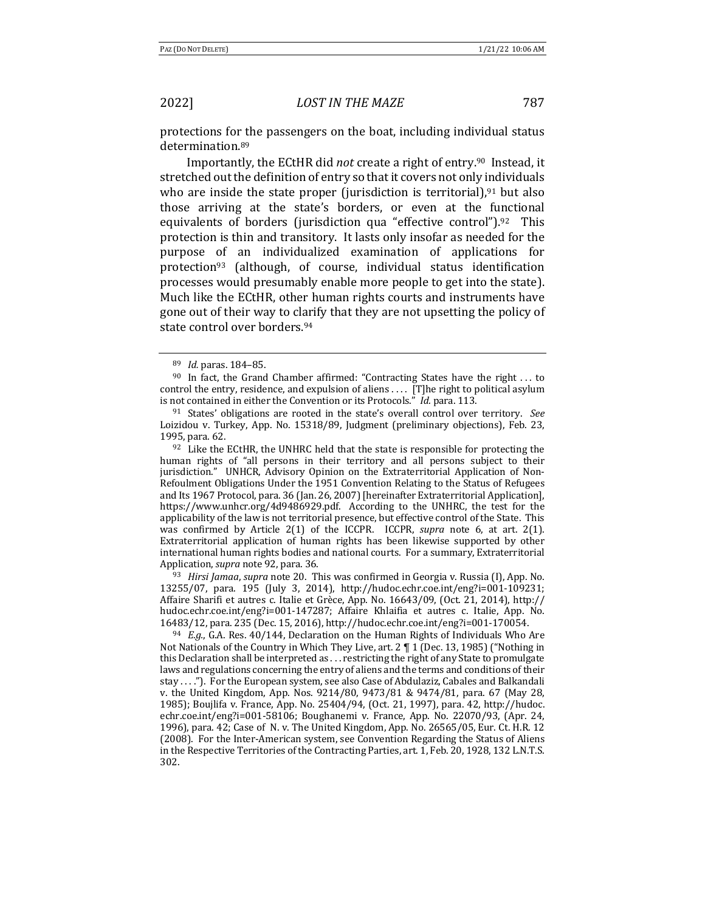protections for the passengers on the boat, including individual status determination.[89]

Importantly, the ECtHR did *not* create a right of entry.[90] Instead, it stretched out the definition of entry so that it covers not only individuals who are inside the state proper (jurisdiction is territorial),[91] but also those arriving at the state's borders, or even at the functional equivalents of borders (jurisdiction qua "effective control").[92] This protection is thin and transitory. It lasts only insofar as needed for the purpose of an individualized examination of applications for protection[93] (although, of course, individual status identification processes would presumably enable more people to get into the state). Much like the ECtHR, other human rights courts and instruments have gone out of their way to clarify that they are not upsetting the policy of state control over borders.[94]

---

[89] *Id.* paras. 184–85.

[90] In fact, the Grand Chamber affirmed: "Contracting States have the right . . . to control the entry, residence, and expulsion of aliens . . . . [T]he right to political asylum is not contained in either the Convention or its Protocols." *Id.* para. 113.

[91] States' obligations are rooted in the state's overall control over territory. *See* Loizidou v. Turkey, App. No. 15318/89, Judgment (preliminary objections), Feb. 23, 1995, para. 62.

[92] Like the ECtHR, the UNHRC held that the state is responsible for protecting the human rights of "all persons in their territory and all persons subject to their jurisdiction." UNHCR, Advisory Opinion on the Extraterritorial Application of Non-Refoulment Obligations Under the 1951 Convention Relating to the Status of Refugees and Its 1967 Protocol, para. 36 (Jan. 26, 2007) [hereinafter Extraterritorial Application], https://www.unhcr.org/4d9486929.pdf. According to the UNHRC, the test for the applicability of the law is not territorial presence, but effective control of the State. This was confirmed by Article 2(1) of the ICCPR. ICCPR, *supra* note 6, at art. 2(1). Extraterritorial application of human rights has been likewise supported by other international human rights bodies and national courts. For a summary, Extraterritorial Application, *supra* note 92, para. 36.

[93] *Hirsi Jamaa*, *supra* note 20. This was confirmed in Georgia v. Russia (I), App. No. 13255/07, para. 195 (July 3, 2014), http://hudoc.echr.coe.int/eng?i=001-109231; Affaire Sharifi et autres c. Italie et Grèce, App. No. 16643/09, (Oct. 21, 2014), http://hudoc.echr.coe.int/eng?i=001-147287; Affaire Khlaifia et autres c. Italie, App. No. 16483/12, para. 235 (Dec. 15, 2016), http://hudoc.echr.coe.int/eng?i=001-170054.

[94] *E.g.*, G.A. Res. 40/144, Declaration on the Human Rights of Individuals Who Are Not Nationals of the Country in Which They Live, art. 2 ¶ 1 (Dec. 13, 1985) ("Nothing in this Declaration shall be interpreted as . . . restricting the right of any State to promulgate laws and regulations concerning the entry of aliens and the terms and conditions of their stay . . . ."). For the European system, see also Case of Abdulaziz, Cabales and Balkandali v. the United Kingdom, App. Nos. 9214/80, 9473/81 & 9474/81, para. 67 (May 28, 1985); Boujlifa v. France, App. No. 25404/94, (Oct. 21, 1997), para. 42, http://hudoc.echr.coe.int/eng?i=001-58106; Boughanemi v. France, App. No. 22070/93, (Apr. 24, 1996), para. 42; Case of N. v. The United Kingdom, App. No. 26565/05, Eur. Ct. H.R. 12 (2008). For the Inter-American system, see Convention Regarding the Status of Aliens in the Respective Territories of the Contracting Parties, art. 1, Feb. 20, 1928, 132 L.N.T.S. 302.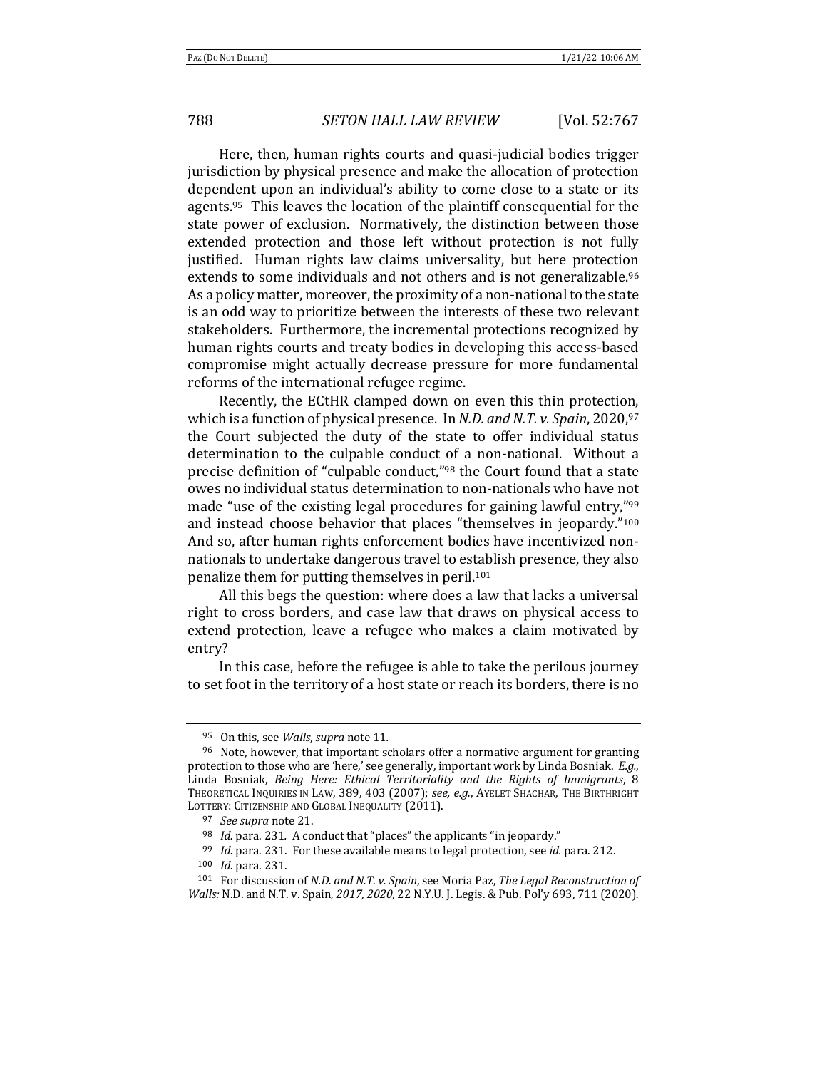Here, then, human rights courts and quasi-judicial bodies trigger jurisdiction by physical presence and make the allocation of protection dependent upon an individual's ability to come close to a state or its agents.[95] This leaves the location of the plaintiff consequential for the state power of exclusion. Normatively, the distinction between those extended protection and those left without protection is not fully justified. Human rights law claims universality, but here protection extends to some individuals and not others and is not generalizable.[96] As a policy matter, moreover, the proximity of a non-national to the state is an odd way to prioritize between the interests of these two relevant stakeholders. Furthermore, the incremental protections recognized by human rights courts and treaty bodies in developing this access-based compromise might actually decrease pressure for more fundamental reforms of the international refugee regime.

Recently, the ECtHR clamped down on even this thin protection, which is a function of physical presence. In *N.D. and N.T. v. Spain*, 2020,[97] the Court subjected the duty of the state to offer individual status determination to the culpable conduct of a non-national. Without a precise definition of "culpable conduct,"[98] the Court found that a state owes no individual status determination to non-nationals who have not made "use of the existing legal procedures for gaining lawful entry,"[99] and instead choose behavior that places "themselves in jeopardy."[100] And so, after human rights enforcement bodies have incentivized non-nationals to undertake dangerous travel to establish presence, they also penalize them for putting themselves in peril.[101]

All this begs the question: where does a law that lacks a universal right to cross borders, and case law that draws on physical access to extend protection, leave a refugee who makes a claim motivated by entry?

In this case, before the refugee is able to take the perilous journey to set foot in the territory of a host state or reach its borders, there is no

---

[95] On this, see *Walls*, *supra* note 11.

[96] Note, however, that important scholars offer a normative argument for granting protection to those who are 'here,' see generally, important work by Linda Bosniak. *E.g.*, Linda Bosniak, *Being Here: Ethical Territoriality and the Rights of Immigrants*, 8 THEORETICAL INQUIRIES IN LAW, 389, 403 (2007); *see, e.g.*, AYELET SHACHAR, THE BIRTHRIGHT LOTTERY: CITIZENSHIP AND GLOBAL INEQUALITY (2011).

[97] *See supra* note 21.

[98] *Id.* para. 231. A conduct that "places" the applicants "in jeopardy."

[99] *Id.* para. 231. For these available means to legal protection, see *id.* para. 212.

[100] *Id.* para. 231.

[101] For discussion of *N.D. and N.T. v. Spain*, see Moria Paz, *The Legal Reconstruction of Walls:* N.D. and N.T. v. Spain*, 2017, 2020*, 22 N.Y.U. J. Legis. & Pub. Pol'y 693, 711 (2020).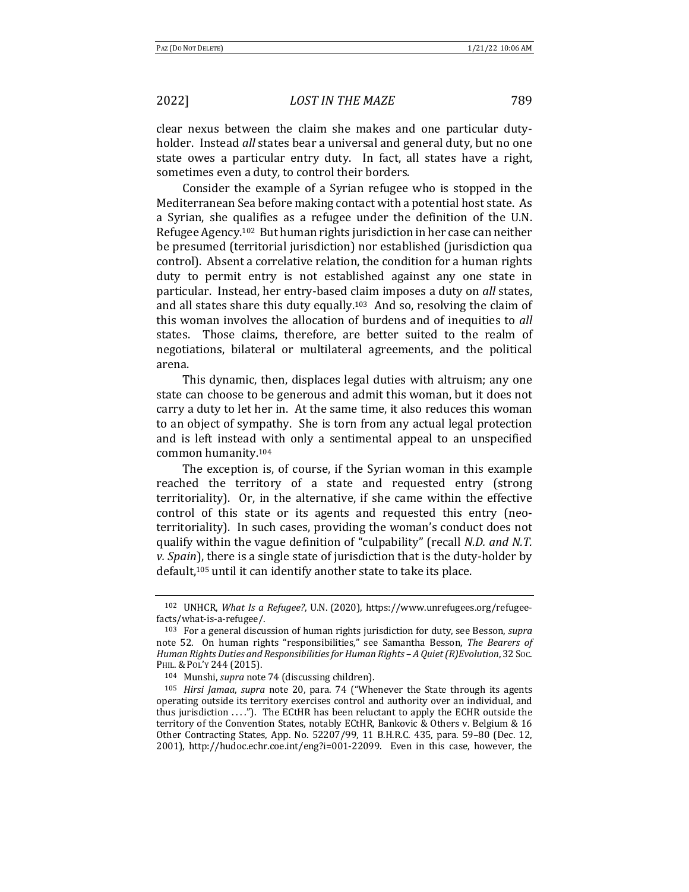clear nexus between the claim she makes and one particular duty-holder. Instead *all* states bear a universal and general duty, but no one state owes a particular entry duty. In fact, all states have a right, sometimes even a duty, to control their borders.

Consider the example of a Syrian refugee who is stopped in the Mediterranean Sea before making contact with a potential host state. As a Syrian, she qualifies as a refugee under the definition of the U.N. Refugee Agency.[102] But human rights jurisdiction in her case can neither be presumed (territorial jurisdiction) nor established (jurisdiction qua control). Absent a correlative relation, the condition for a human rights duty to permit entry is not established against any one state in particular. Instead, her entry-based claim imposes a duty on *all* states, and all states share this duty equally.[103] And so, resolving the claim of this woman involves the allocation of burdens and of inequities to *all* states. Those claims, therefore, are better suited to the realm of negotiations, bilateral or multilateral agreements, and the political arena.

This dynamic, then, displaces legal duties with altruism; any one state can choose to be generous and admit this woman, but it does not carry a duty to let her in. At the same time, it also reduces this woman to an object of sympathy. She is torn from any actual legal protection and is left instead with only a sentimental appeal to an unspecified common humanity.[104]

The exception is, of course, if the Syrian woman in this example reached the territory of a state and requested entry (strong territoriality). Or, in the alternative, if she came within the effective control of this state or its agents and requested this entry (neo-territoriality). In such cases, providing the woman's conduct does not qualify within the vague definition of "culpability" (recall *N.D. and N.T. v. Spain*), there is a single state of jurisdiction that is the duty-holder by default,[105] until it can identify another state to take its place.

---

[102] UNHCR, *What Is a Refugee?*, U.N. (2020), https://www.unrefugees.org/refugee-facts/what-is-a-refugee/.

[103] For a general discussion of human rights jurisdiction for duty, see Besson, *supra* note 52. On human rights "responsibilities," see Samantha Besson, *The Bearers of Human Rights Duties and Responsibilities for Human Rights – A Quiet (R)Evolution*, 32 SOC. PHIL. & POL'Y 244 (2015).

[104] Munshi, *supra* note 74 (discussing children).

[105] *Hirsi Jamaa*, *supra* note 20, para. 74 ("Whenever the State through its agents operating outside its territory exercises control and authority over an individual, and thus jurisdiction . . . ."). The ECtHR has been reluctant to apply the ECHR outside the territory of the Convention States, notably ECtHR, Bankovic & Others v. Belgium & 16 Other Contracting States, App. No. 52207/99, 11 B.H.R.C. 435, para. 59–80 (Dec. 12, 2001), http://hudoc.echr.coe.int/eng?i=001-22099. Even in this case, however, the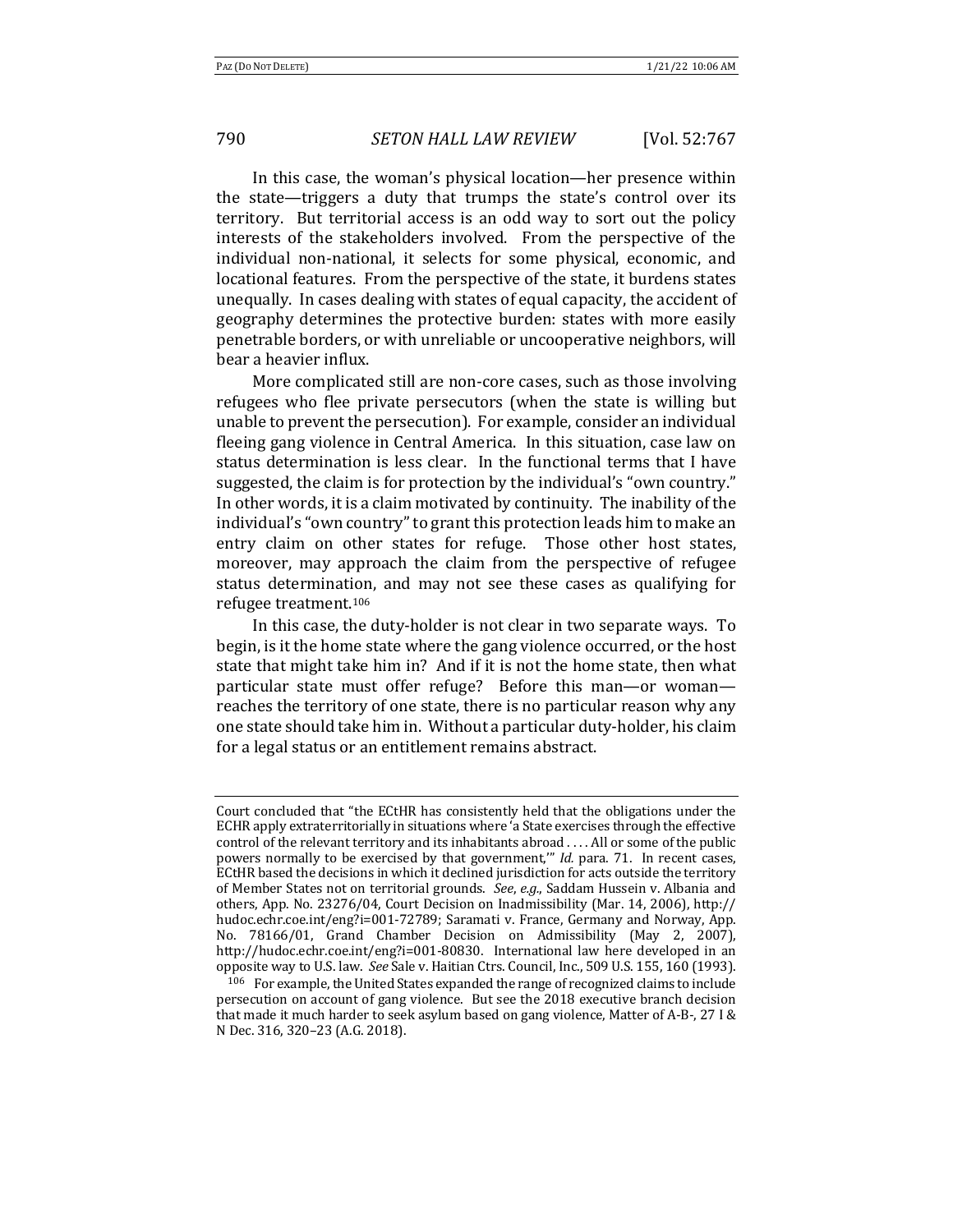In this case, the woman's physical location—her presence within the state—triggers a duty that trumps the state's control over its territory. But territorial access is an odd way to sort out the policy interests of the stakeholders involved. From the perspective of the individual non-national, it selects for some physical, economic, and locational features. From the perspective of the state, it burdens states unequally. In cases dealing with states of equal capacity, the accident of geography determines the protective burden: states with more easily penetrable borders, or with unreliable or uncooperative neighbors, will bear a heavier influx.

More complicated still are non-core cases, such as those involving refugees who flee private persecutors (when the state is willing but unable to prevent the persecution). For example, consider an individual fleeing gang violence in Central America. In this situation, case law on status determination is less clear. In the functional terms that I have suggested, the claim is for protection by the individual's "own country." In other words, it is a claim motivated by continuity. The inability of the individual's "own country" to grant this protection leads him to make an entry claim on other states for refuge. Those other host states, moreover, may approach the claim from the perspective of refugee status determination, and may not see these cases as qualifying for refugee treatment.[106]

In this case, the duty-holder is not clear in two separate ways. To begin, is it the home state where the gang violence occurred, or the host state that might take him in? And if it is not the home state, then what particular state must offer refuge? Before this man—or woman—reaches the territory of one state, there is no particular reason why any one state should take him in. Without a particular duty-holder, his claim for a legal status or an entitlement remains abstract.

---

Court concluded that "the ECtHR has consistently held that the obligations under the ECHR apply extraterritorially in situations where 'a State exercises through the effective control of the relevant territory and its inhabitants abroad . . . . All or some of the public powers normally to be exercised by that government,'" *Id.* para. 71. In recent cases, ECtHR based the decisions in which it declined jurisdiction for acts outside the territory of Member States not on territorial grounds. *See, e.g.*, Saddam Hussein v. Albania and others, App. No. 23276/04, Court Decision on Inadmissibility (Mar. 14, 2006), http://hudoc.echr.coe.int/eng?i=001-72789; Saramati v. France, Germany and Norway, App. No. 78166/01, Grand Chamber Decision on Admissibility (May 2, 2007), http://hudoc.echr.coe.int/eng?i=001-80830. International law here developed in an opposite way to U.S. law. *See* Sale v. Haitian Ctrs. Council, Inc., 509 U.S. 155, 160 (1993).

[106] For example, the United States expanded the range of recognized claims to include persecution on account of gang violence. But see the 2018 executive branch decision that made it much harder to seek asylum based on gang violence, Matter of A-B-, 27 I & N Dec. 316, 320–23 (A.G. 2018).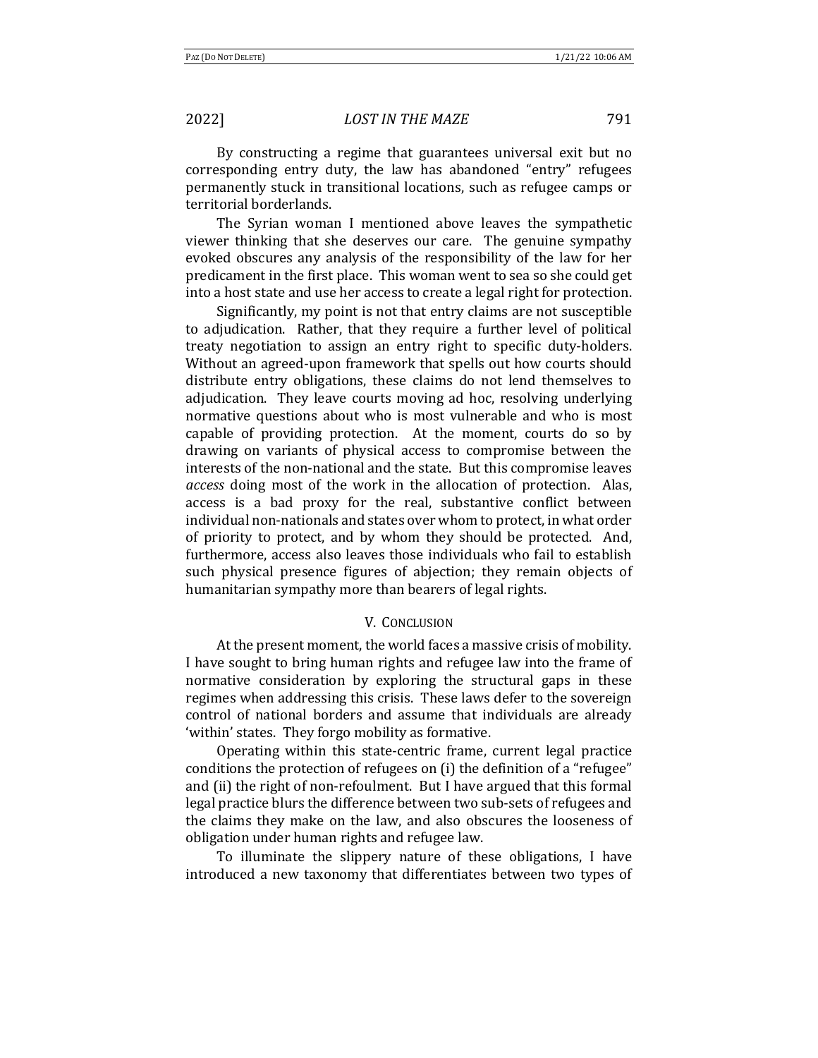By constructing a regime that guarantees universal exit but no corresponding entry duty, the law has abandoned "entry" refugees permanently stuck in transitional locations, such as refugee camps or territorial borderlands.

The Syrian woman I mentioned above leaves the sympathetic viewer thinking that she deserves our care. The genuine sympathy evoked obscures any analysis of the responsibility of the law for her predicament in the first place. This woman went to sea so she could get into a host state and use her access to create a legal right for protection.

Significantly, my point is not that entry claims are not susceptible to adjudication. Rather, that they require a further level of political treaty negotiation to assign an entry right to specific duty-holders. Without an agreed-upon framework that spells out how courts should distribute entry obligations, these claims do not lend themselves to adjudication. They leave courts moving ad hoc, resolving underlying normative questions about who is most vulnerable and who is most capable of providing protection. At the moment, courts do so by drawing on variants of physical access to compromise between the interests of the non-national and the state. But this compromise leaves *access* doing most of the work in the allocation of protection. Alas, access is a bad proxy for the real, substantive conflict between individual non-nationals and states over whom to protect, in what order of priority to protect, and by whom they should be protected. And, furthermore, access also leaves those individuals who fail to establish such physical presence figures of abjection; they remain objects of humanitarian sympathy more than bearers of legal rights.

## V. CONCLUSION

At the present moment, the world faces a massive crisis of mobility. I have sought to bring human rights and refugee law into the frame of normative consideration by exploring the structural gaps in these regimes when addressing this crisis. These laws defer to the sovereign control of national borders and assume that individuals are already 'within' states. They forgo mobility as formative.

Operating within this state-centric frame, current legal practice conditions the protection of refugees on (i) the definition of a "refugee" and (ii) the right of non-refoulment. But I have argued that this formal legal practice blurs the difference between two sub-sets of refugees and the claims they make on the law, and also obscures the looseness of obligation under human rights and refugee law.

To illuminate the slippery nature of these obligations, I have introduced a new taxonomy that differentiates between two types of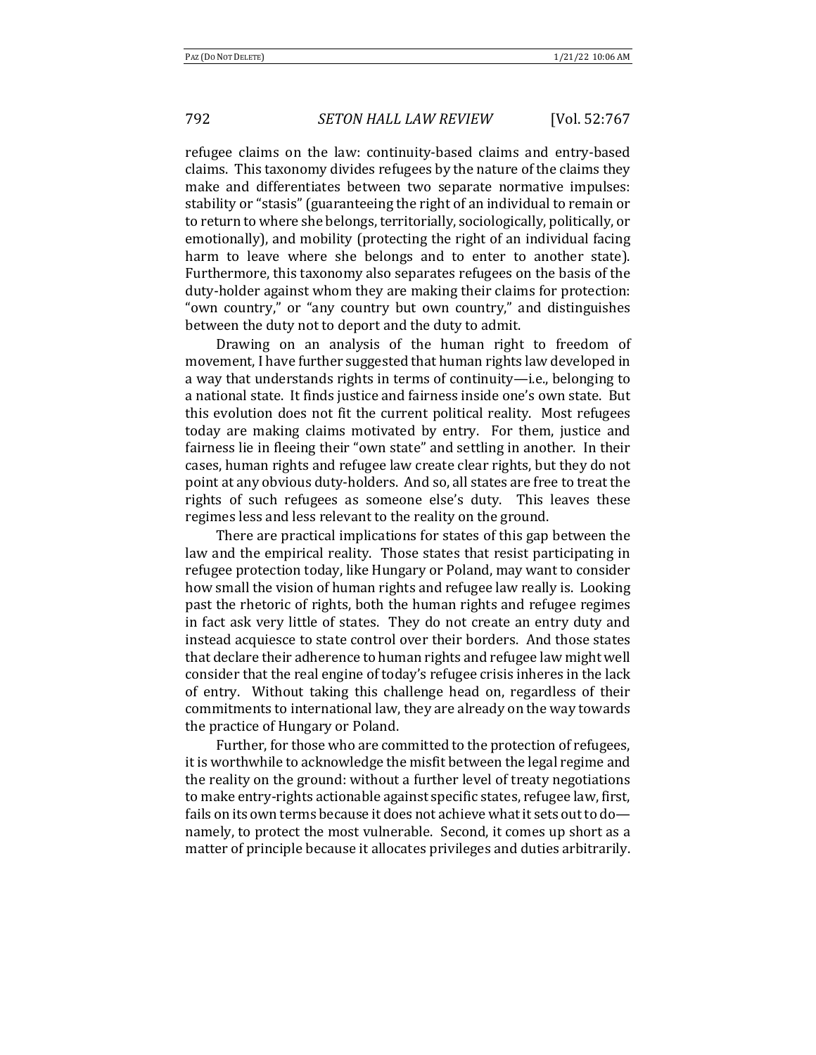refugee claims on the law: continuity-based claims and entry-based claims. This taxonomy divides refugees by the nature of the claims they make and differentiates between two separate normative impulses: stability or "stasis" (guaranteeing the right of an individual to remain or to return to where she belongs, territorially, sociologically, politically, or emotionally), and mobility (protecting the right of an individual facing harm to leave where she belongs and to enter to another state). Furthermore, this taxonomy also separates refugees on the basis of the duty-holder against whom they are making their claims for protection: "own country," or "any country but own country," and distinguishes between the duty not to deport and the duty to admit.

Drawing on an analysis of the human right to freedom of movement, I have further suggested that human rights law developed in a way that understands rights in terms of continuity—i.e., belonging to a national state. It finds justice and fairness inside one's own state. But this evolution does not fit the current political reality. Most refugees today are making claims motivated by entry. For them, justice and fairness lie in fleeing their "own state" and settling in another. In their cases, human rights and refugee law create clear rights, but they do not point at any obvious duty-holders. And so, all states are free to treat the rights of such refugees as someone else's duty. This leaves these regimes less and less relevant to the reality on the ground.

There are practical implications for states of this gap between the law and the empirical reality. Those states that resist participating in refugee protection today, like Hungary or Poland, may want to consider how small the vision of human rights and refugee law really is. Looking past the rhetoric of rights, both the human rights and refugee regimes in fact ask very little of states. They do not create an entry duty and instead acquiesce to state control over their borders. And those states that declare their adherence to human rights and refugee law might well consider that the real engine of today's refugee crisis inheres in the lack of entry. Without taking this challenge head on, regardless of their commitments to international law, they are already on the way towards the practice of Hungary or Poland.

Further, for those who are committed to the protection of refugees, it is worthwhile to acknowledge the misfit between the legal regime and the reality on the ground: without a further level of treaty negotiations to make entry-rights actionable against specific states, refugee law, first, fails on its own terms because it does not achieve what it sets out to do—namely, to protect the most vulnerable. Second, it comes up short as a matter of principle because it allocates privileges and duties arbitrarily.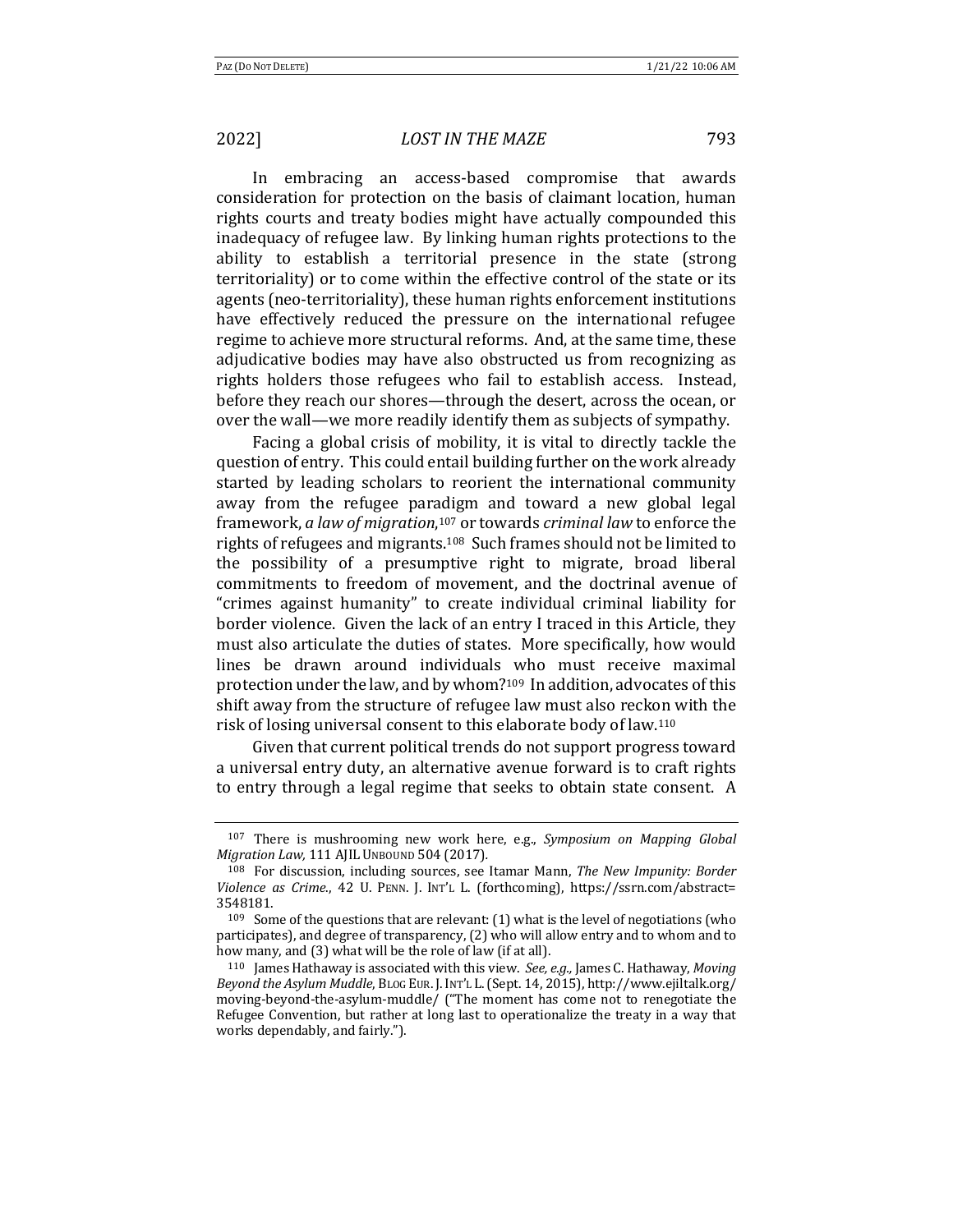In embracing an access-based compromise that awards consideration for protection on the basis of claimant location, human rights courts and treaty bodies might have actually compounded this inadequacy of refugee law. By linking human rights protections to the ability to establish a territorial presence in the state (strong territoriality) or to come within the effective control of the state or its agents (neo-territoriality), these human rights enforcement institutions have effectively reduced the pressure on the international refugee regime to achieve more structural reforms. And, at the same time, these adjudicative bodies may have also obstructed us from recognizing as rights holders those refugees who fail to establish access. Instead, before they reach our shores—through the desert, across the ocean, or over the wall—we more readily identify them as subjects of sympathy.

Facing a global crisis of mobility, it is vital to directly tackle the question of entry. This could entail building further on the work already started by leading scholars to reorient the international community away from the refugee paradigm and toward a new global legal framework, *a law of migration*,[107] or towards *criminal law* to enforce the rights of refugees and migrants.[108] Such frames should not be limited to the possibility of a presumptive right to migrate, broad liberal commitments to freedom of movement, and the doctrinal avenue of "crimes against humanity" to create individual criminal liability for border violence. Given the lack of an entry I traced in this Article, they must also articulate the duties of states. More specifically, how would lines be drawn around individuals who must receive maximal protection under the law, and by whom?[109] In addition, advocates of this shift away from the structure of refugee law must also reckon with the risk of losing universal consent to this elaborate body of law.[110]

Given that current political trends do not support progress toward a universal entry duty, an alternative avenue forward is to craft rights to entry through a legal regime that seeks to obtain state consent. A

---

[107] There is mushrooming new work here, e.g., *Symposium on Mapping Global Migration Law,* 111 AJIL UNBOUND 504 (2017).

[108] For discussion, including sources, see Itamar Mann, *The New Impunity: Border Violence as Crime.*, 42 U. PENN. J. INT'L L. (forthcoming), https://ssrn.com/abstract=3548181.

[109] Some of the questions that are relevant: (1) what is the level of negotiations (who participates), and degree of transparency, (2) who will allow entry and to whom and to how many, and (3) what will be the role of law (if at all).

[110] James Hathaway is associated with this view. *See, e.g.,* James C. Hathaway, *Moving Beyond the Asylum Muddle*, BLOG EUR. J. INT'L L. (Sept. 14, 2015), http://www.ejiltalk.org/moving-beyond-the-asylum-muddle/ ("The moment has come not to renegotiate the Refugee Convention, but rather at long last to operationalize the treaty in a way that works dependably, and fairly.").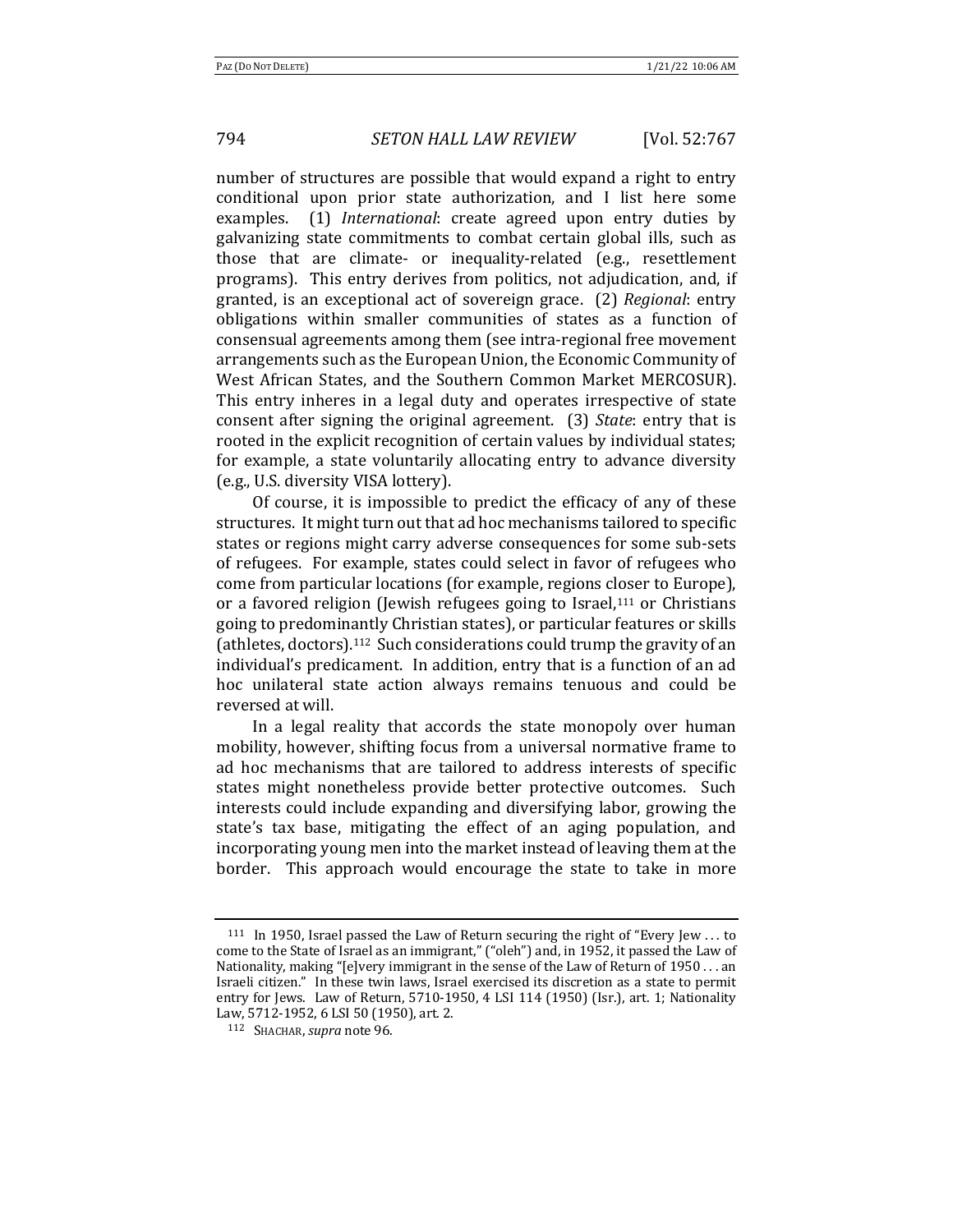number of structures are possible that would expand a right to entry conditional upon prior state authorization, and I list here some examples. (1) *International*: create agreed upon entry duties by galvanizing state commitments to combat certain global ills, such as those that are climate- or inequality-related (e.g., resettlement programs). This entry derives from politics, not adjudication, and, if granted, is an exceptional act of sovereign grace. (2) *Regional*: entry obligations within smaller communities of states as a function of consensual agreements among them (see intra-regional free movement arrangements such as the European Union, the Economic Community of West African States, and the Southern Common Market MERCOSUR). This entry inheres in a legal duty and operates irrespective of state consent after signing the original agreement. (3) *State*: entry that is rooted in the explicit recognition of certain values by individual states; for example, a state voluntarily allocating entry to advance diversity (e.g., U.S. diversity VISA lottery).

Of course, it is impossible to predict the efficacy of any of these structures. It might turn out that ad hoc mechanisms tailored to specific states or regions might carry adverse consequences for some sub-sets of refugees. For example, states could select in favor of refugees who come from particular locations (for example, regions closer to Europe), or a favored religion (Jewish refugees going to Israel,[111] or Christians going to predominantly Christian states), or particular features or skills (athletes, doctors).[112] Such considerations could trump the gravity of an individual's predicament. In addition, entry that is a function of an ad hoc unilateral state action always remains tenuous and could be reversed at will.

In a legal reality that accords the state monopoly over human mobility, however, shifting focus from a universal normative frame to ad hoc mechanisms that are tailored to address interests of specific states might nonetheless provide better protective outcomes. Such interests could include expanding and diversifying labor, growing the state's tax base, mitigating the effect of an aging population, and incorporating young men into the market instead of leaving them at the border. This approach would encourage the state to take in more

---

[111] In 1950, Israel passed the Law of Return securing the right of "Every Jew . . . to come to the State of Israel as an immigrant," ("oleh") and, in 1952, it passed the Law of Nationality, making "[e]very immigrant in the sense of the Law of Return of 1950 . . . an Israeli citizen." In these twin laws, Israel exercised its discretion as a state to permit entry for Jews. Law of Return, 5710-1950, 4 LSI 114 (1950) (Isr.), art. 1; Nationality Law, 5712-1952, 6 LSI 50 (1950), art. 2.

[112] SHACHAR, *supra* note 96.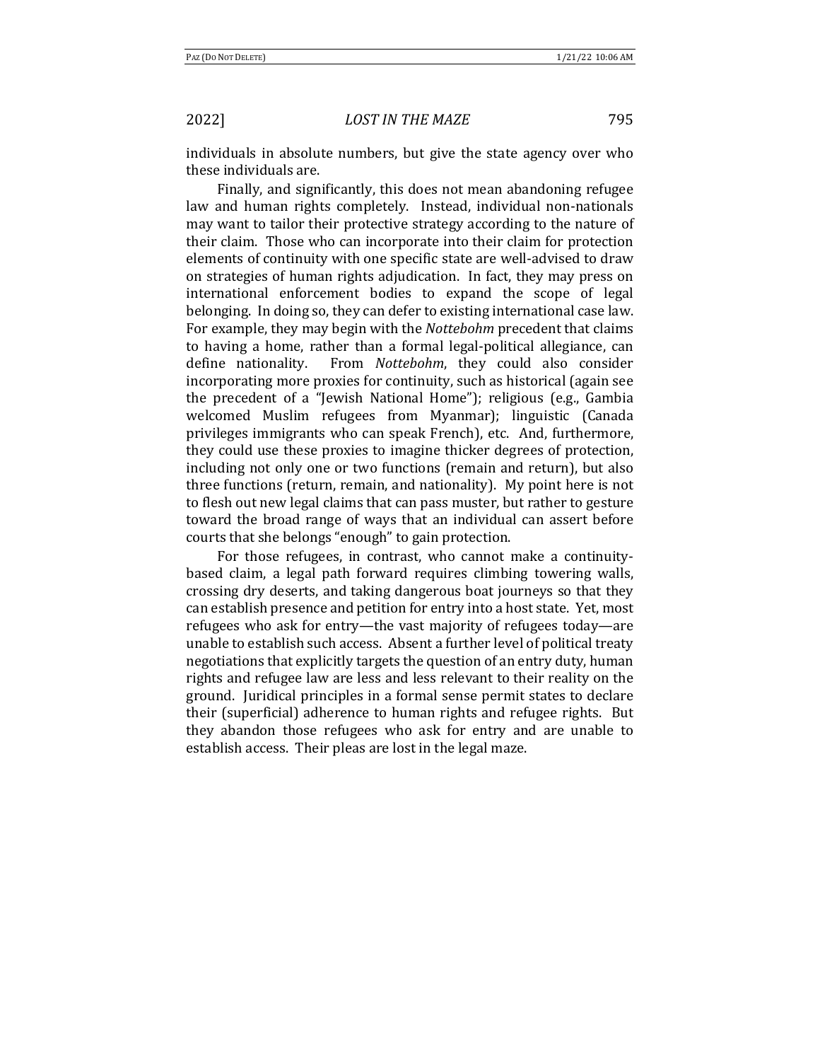individuals in absolute numbers, but give the state agency over who these individuals are.

Finally, and significantly, this does not mean abandoning refugee law and human rights completely. Instead, individual non-nationals may want to tailor their protective strategy according to the nature of their claim. Those who can incorporate into their claim for protection elements of continuity with one specific state are well-advised to draw on strategies of human rights adjudication. In fact, they may press on international enforcement bodies to expand the scope of legal belonging. In doing so, they can defer to existing international case law. For example, they may begin with the *Nottebohm* precedent that claims to having a home, rather than a formal legal-political allegiance, can define nationality. From *Nottebohm*, they could also consider incorporating more proxies for continuity, such as historical (again see the precedent of a "Jewish National Home"); religious (e.g., Gambia welcomed Muslim refugees from Myanmar); linguistic (Canada privileges immigrants who can speak French), etc. And, furthermore, they could use these proxies to imagine thicker degrees of protection, including not only one or two functions (remain and return), but also three functions (return, remain, and nationality). My point here is not to flesh out new legal claims that can pass muster, but rather to gesture toward the broad range of ways that an individual can assert before courts that she belongs "enough" to gain protection.

For those refugees, in contrast, who cannot make a continuity-based claim, a legal path forward requires climbing towering walls, crossing dry deserts, and taking dangerous boat journeys so that they can establish presence and petition for entry into a host state. Yet, most refugees who ask for entry—the vast majority of refugees today—are unable to establish such access. Absent a further level of political treaty negotiations that explicitly targets the question of an entry duty, human rights and refugee law are less and less relevant to their reality on the ground. Juridical principles in a formal sense permit states to declare their (superficial) adherence to human rights and refugee rights. But they abandon those refugees who ask for entry and are unable to establish access. Their pleas are lost in the legal maze.